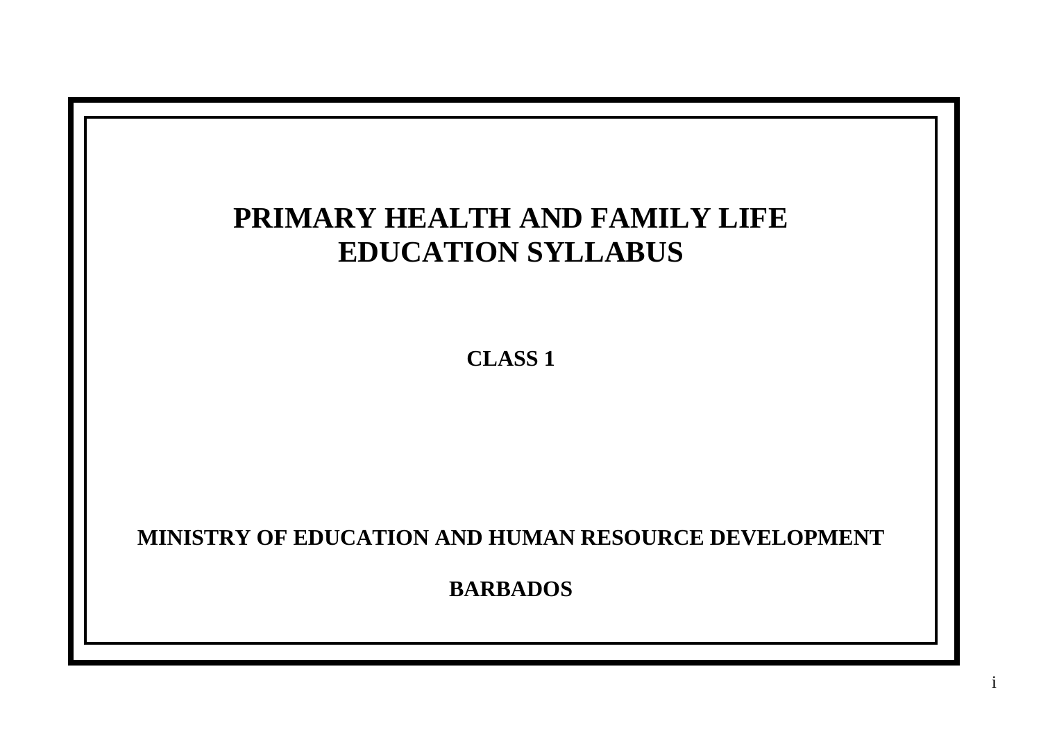# PRIMARY HEALTH AND FAMILY LIFE EDUCATION SYLLABUS

## CLASS 1

**MINISTRY OF EDUCATION AND HUMAN RESOURCE DEVELOPMENT**

**BARBADOS**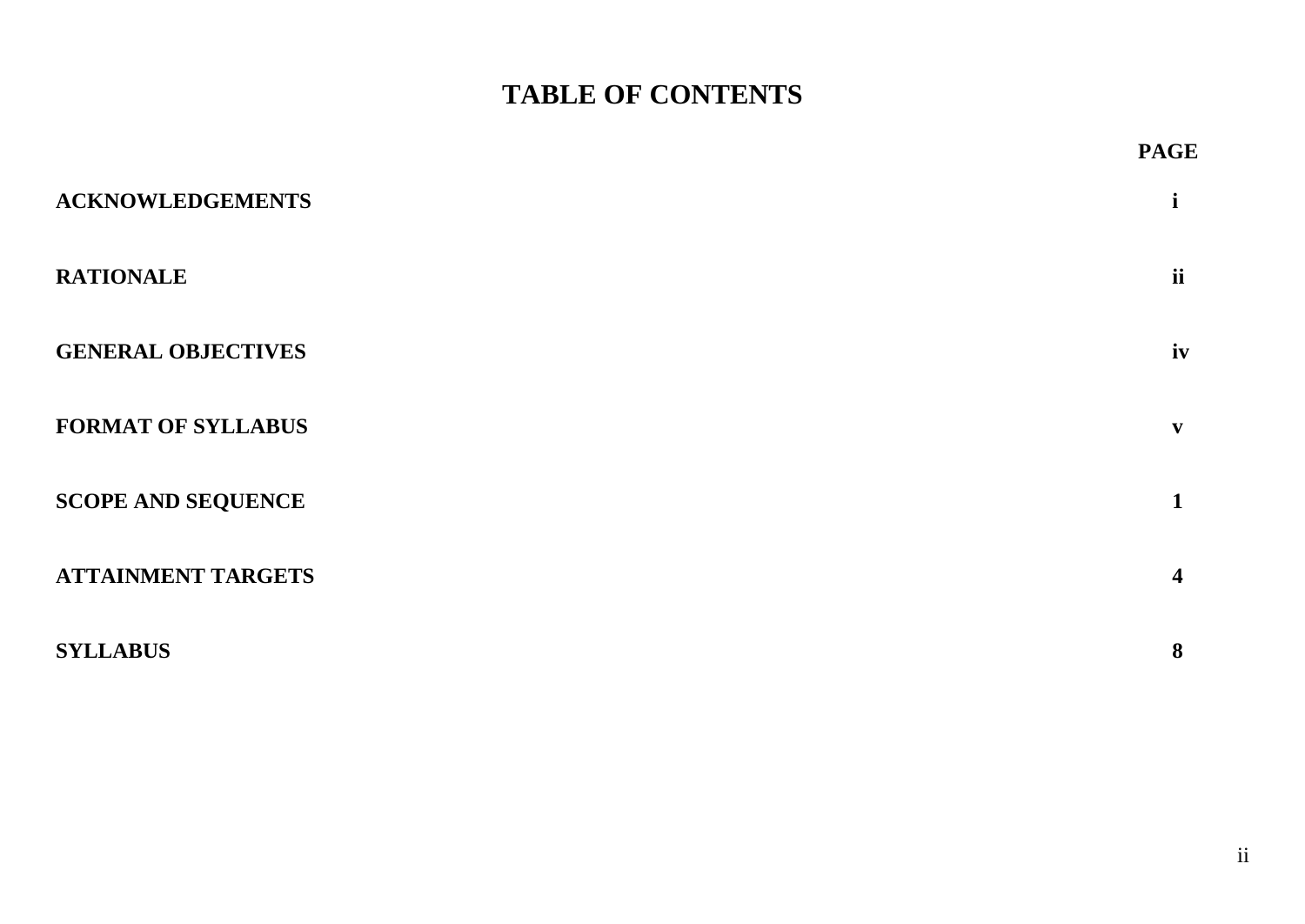# TABLE OF CONTENTS

| | PAGE |
|---|---|
| **ACKNOWLEDGEMENTS** | **i** |
| **RATIONALE** | **ii** |
| **GENERAL OBJECTIVES** | **iv** |
| **FORMAT OF SYLLABUS** | **v** |
| **SCOPE AND SEQUENCE** | **1** |
| **ATTAINMENT TARGETS** | **4** |
| **SYLLABUS** | **8** |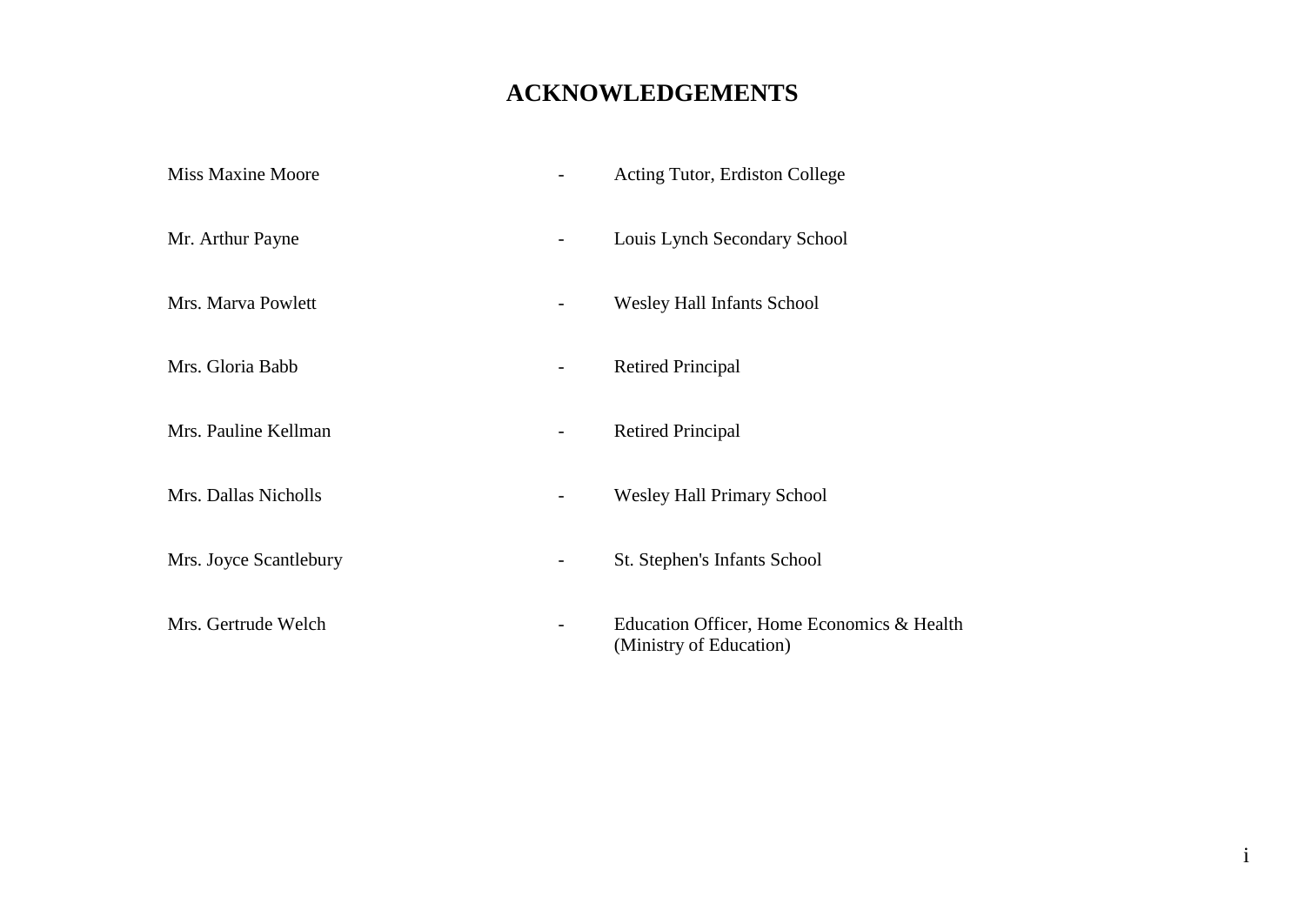# ACKNOWLEDGEMENTS

| | | |
|---|---|---|
| Miss Maxine Moore | - | Acting Tutor, Erdiston College |
| Mr. Arthur Payne | - | Louis Lynch Secondary School |
| Mrs. Marva Powlett | - | Wesley Hall Infants School |
| Mrs. Gloria Babb | - | Retired Principal |
| Mrs. Pauline Kellman | - | Retired Principal |
| Mrs. Dallas Nicholls | - | Wesley Hall Primary School |
| Mrs. Joyce Scantlebury | - | St. Stephen's Infants School |
| Mrs. Gertrude Welch | - | Education Officer, Home Economics & Health (Ministry of Education) |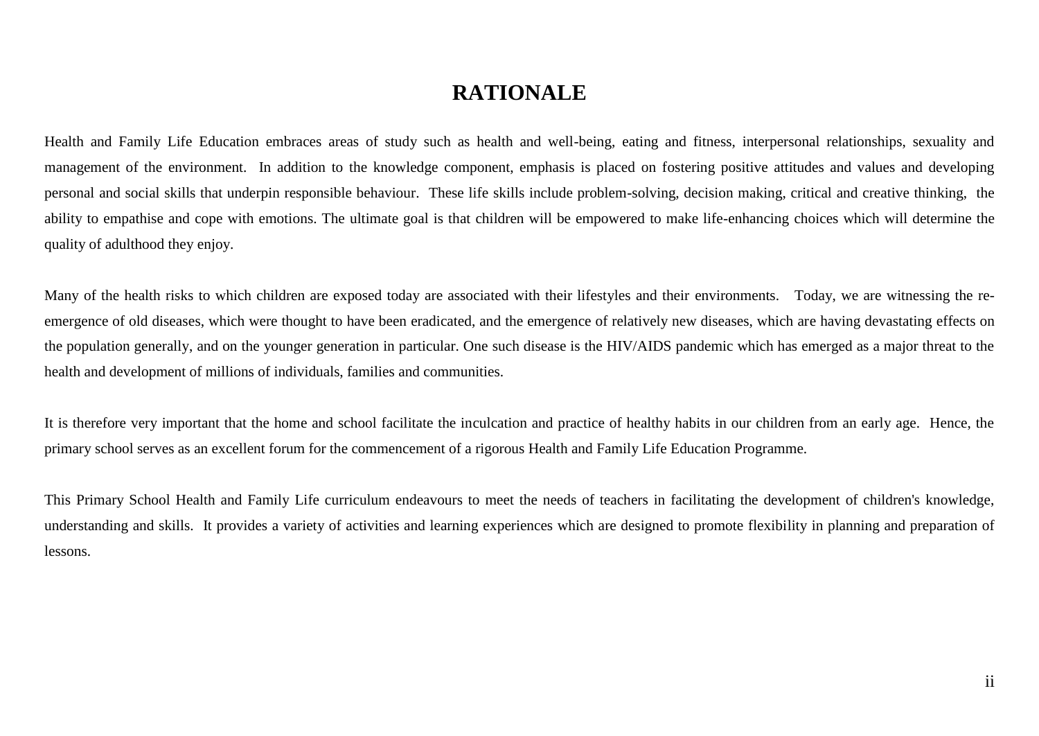# RATIONALE

Health and Family Life Education embraces areas of study such as health and well-being, eating and fitness, interpersonal relationships, sexuality and management of the environment. In addition to the knowledge component, emphasis is placed on fostering positive attitudes and values and developing personal and social skills that underpin responsible behaviour. These life skills include problem-solving, decision making, critical and creative thinking, the ability to empathise and cope with emotions. The ultimate goal is that children will be empowered to make life-enhancing choices which will determine the quality of adulthood they enjoy.

Many of the health risks to which children are exposed today are associated with their lifestyles and their environments. Today, we are witnessing the re-emergence of old diseases, which were thought to have been eradicated, and the emergence of relatively new diseases, which are having devastating effects on the population generally, and on the younger generation in particular. One such disease is the HIV/AIDS pandemic which has emerged as a major threat to the health and development of millions of individuals, families and communities.

It is therefore very important that the home and school facilitate the inculcation and practice of healthy habits in our children from an early age. Hence, the primary school serves as an excellent forum for the commencement of a rigorous Health and Family Life Education Programme.

This Primary School Health and Family Life curriculum endeavours to meet the needs of teachers in facilitating the development of children's knowledge, understanding and skills. It provides a variety of activities and learning experiences which are designed to promote flexibility in planning and preparation of lessons.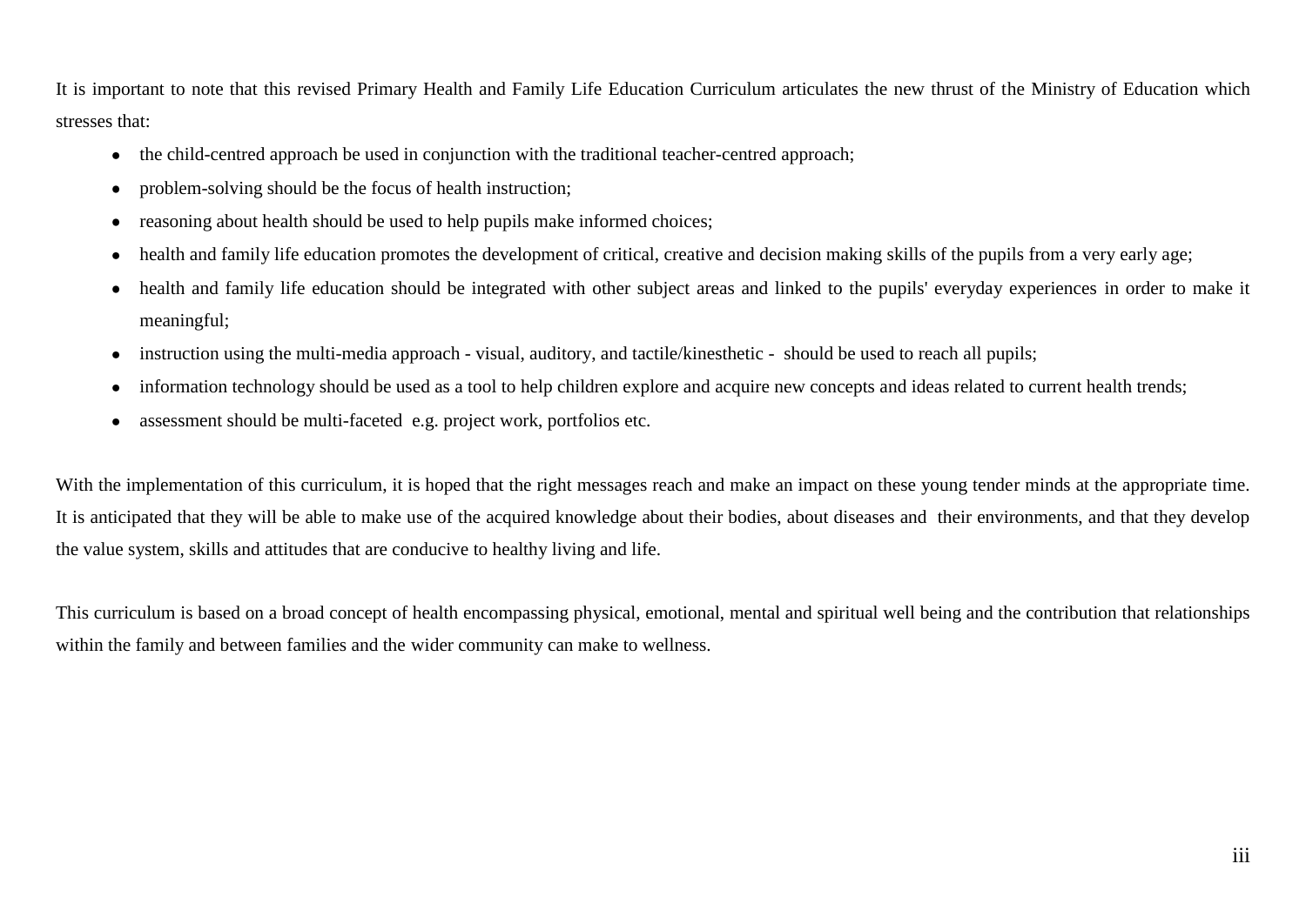It is important to note that this revised Primary Health and Family Life Education Curriculum articulates the new thrust of the Ministry of Education which stresses that:

- the child-centred approach be used in conjunction with the traditional teacher-centred approach;
- problem-solving should be the focus of health instruction;
- reasoning about health should be used to help pupils make informed choices;
- health and family life education promotes the development of critical, creative and decision making skills of the pupils from a very early age;
- health and family life education should be integrated with other subject areas and linked to the pupils' everyday experiences in order to make it meaningful;
- instruction using the multi-media approach - visual, auditory, and tactile/kinesthetic - should be used to reach all pupils;
- information technology should be used as a tool to help children explore and acquire new concepts and ideas related to current health trends;
- assessment should be multi-faceted e.g. project work, portfolios etc.

With the implementation of this curriculum, it is hoped that the right messages reach and make an impact on these young tender minds at the appropriate time. It is anticipated that they will be able to make use of the acquired knowledge about their bodies, about diseases and their environments, and that they develop the value system, skills and attitudes that are conducive to healthy living and life.

This curriculum is based on a broad concept of health encompassing physical, emotional, mental and spiritual well being and the contribution that relationships within the family and between families and the wider community can make to wellness.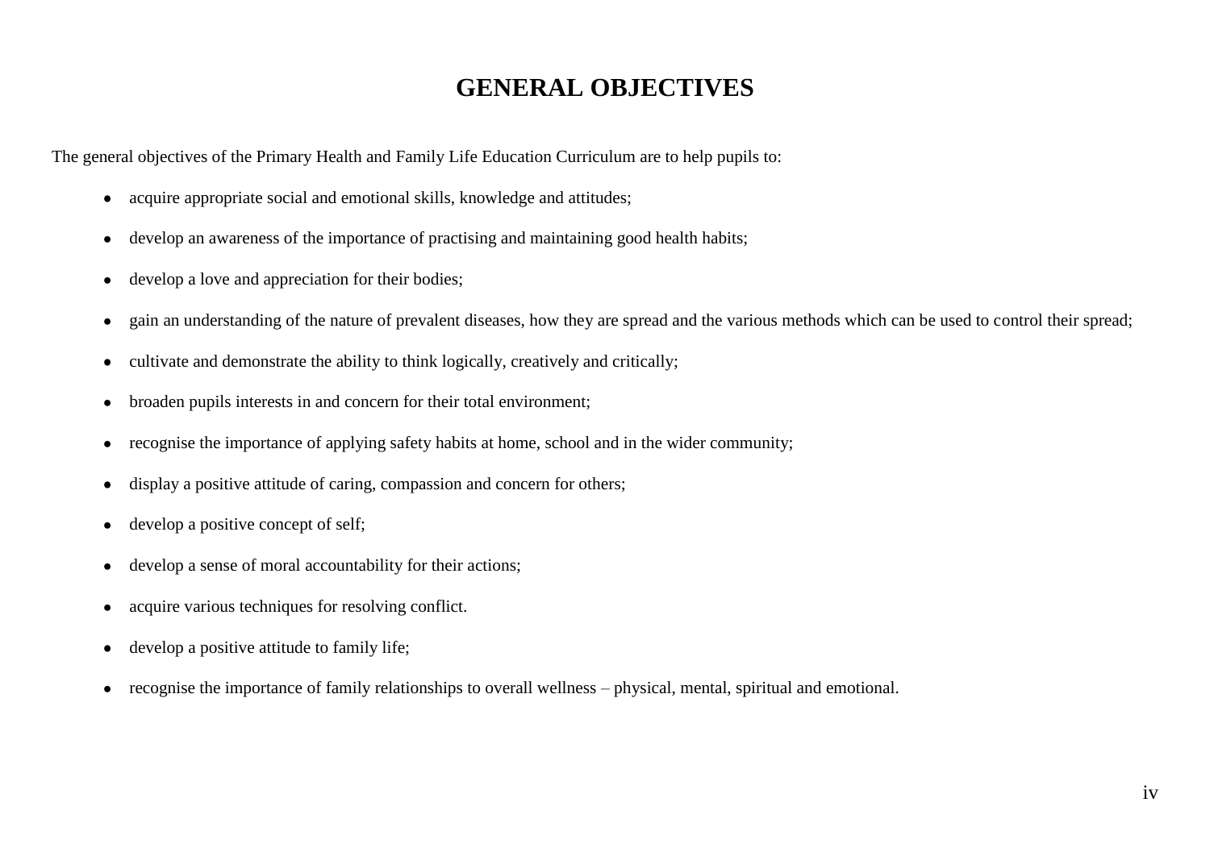# GENERAL OBJECTIVES

The general objectives of the Primary Health and Family Life Education Curriculum are to help pupils to:

- acquire appropriate social and emotional skills, knowledge and attitudes;
- develop an awareness of the importance of practising and maintaining good health habits;
- develop a love and appreciation for their bodies;
- gain an understanding of the nature of prevalent diseases, how they are spread and the various methods which can be used to control their spread;
- cultivate and demonstrate the ability to think logically, creatively and critically;
- broaden pupils interests in and concern for their total environment;
- recognise the importance of applying safety habits at home, school and in the wider community;
- display a positive attitude of caring, compassion and concern for others;
- develop a positive concept of self;
- develop a sense of moral accountability for their actions;
- acquire various techniques for resolving conflict.
- develop a positive attitude to family life;
- recognise the importance of family relationships to overall wellness – physical, mental, spiritual and emotional.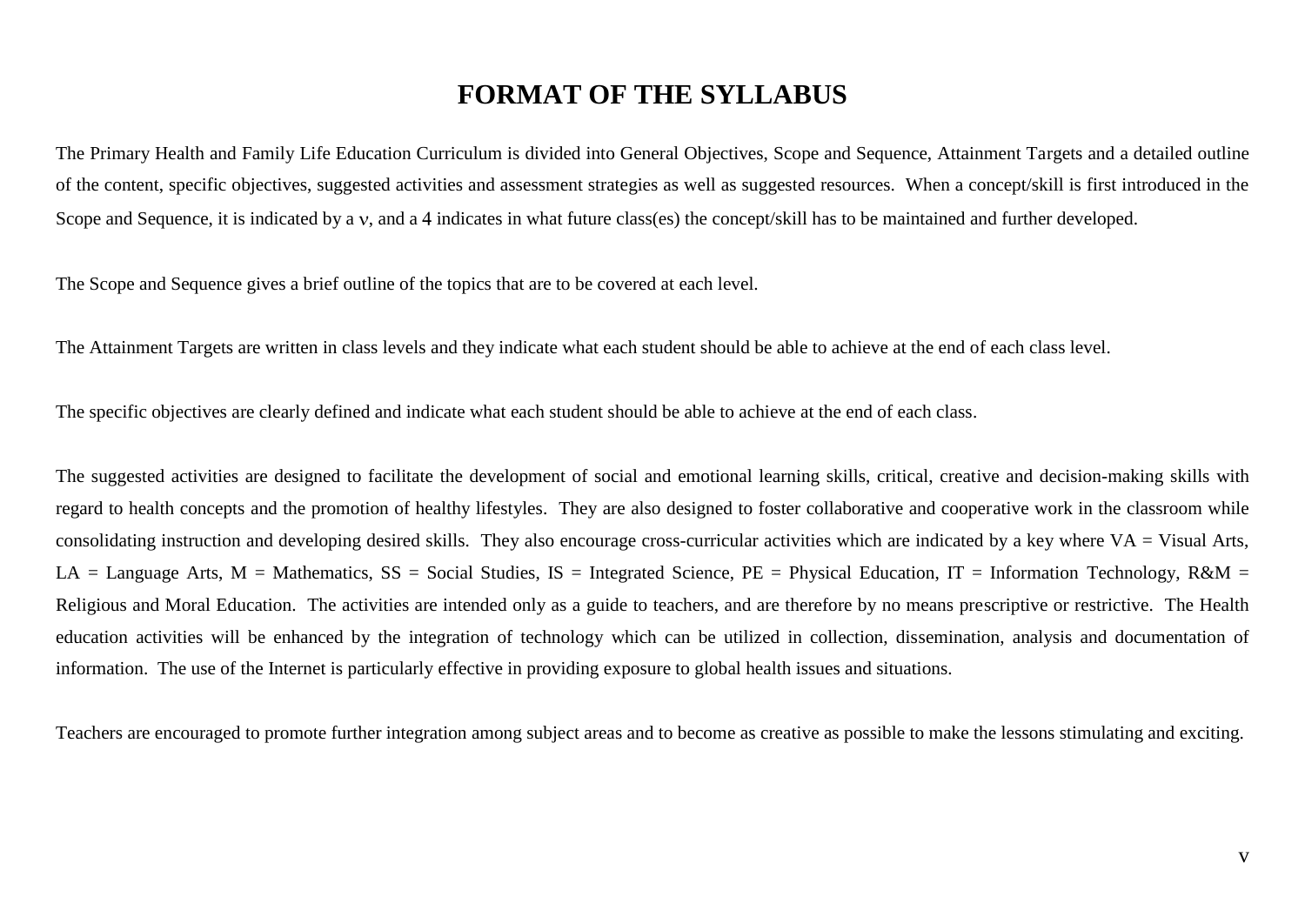# FORMAT OF THE SYLLABUS

The Primary Health and Family Life Education Curriculum is divided into General Objectives, Scope and Sequence, Attainment Targets and a detailed outline of the content, specific objectives, suggested activities and assessment strategies as well as suggested resources. When a concept/skill is first introduced in the Scope and Sequence, it is indicated by a ν, and a 4 indicates in what future class(es) the concept/skill has to be maintained and further developed.

The Scope and Sequence gives a brief outline of the topics that are to be covered at each level.

The Attainment Targets are written in class levels and they indicate what each student should be able to achieve at the end of each class level.

The specific objectives are clearly defined and indicate what each student should be able to achieve at the end of each class.

The suggested activities are designed to facilitate the development of social and emotional learning skills, critical, creative and decision-making skills with regard to health concepts and the promotion of healthy lifestyles. They are also designed to foster collaborative and cooperative work in the classroom while consolidating instruction and developing desired skills. They also encourage cross-curricular activities which are indicated by a key where VA = Visual Arts, LA = Language Arts, M = Mathematics, SS = Social Studies, IS = Integrated Science, PE = Physical Education, IT = Information Technology, R&M = Religious and Moral Education. The activities are intended only as a guide to teachers, and are therefore by no means prescriptive or restrictive. The Health education activities will be enhanced by the integration of technology which can be utilized in collection, dissemination, analysis and documentation of information. The use of the Internet is particularly effective in providing exposure to global health issues and situations.

Teachers are encouraged to promote further integration among subject areas and to become as creative as possible to make the lessons stimulating and exciting.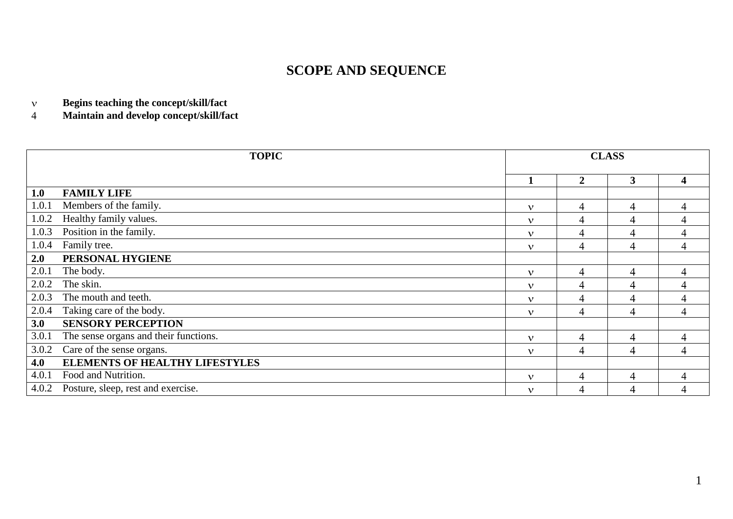# SCOPE AND SEQUENCE

ν **Begins teaching the concept/skill/fact**
4 **Maintain and develop concept/skill/fact**

| TOPIC | CLASS | | | |
|---|---|---|---|---|
| | 1 | 2 | 3 | 4 |
| **1.0 FAMILY LIFE** | | | | |
| 1.0.1 Members of the family. | ν | 4 | 4 | 4 |
| 1.0.2 Healthy family values. | ν | 4 | 4 | 4 |
| 1.0.3 Position in the family. | ν | 4 | 4 | 4 |
| 1.0.4 Family tree. | ν | 4 | 4 | 4 |
| **2.0 PERSONAL HYGIENE** | | | | |
| 2.0.1 The body. | ν | 4 | 4 | 4 |
| 2.0.2 The skin. | ν | 4 | 4 | 4 |
| 2.0.3 The mouth and teeth. | ν | 4 | 4 | 4 |
| 2.0.4 Taking care of the body. | ν | 4 | 4 | 4 |
| **3.0 SENSORY PERCEPTION** | | | | |
| 3.0.1 The sense organs and their functions. | ν | 4 | 4 | 4 |
| 3.0.2 Care of the sense organs. | ν | 4 | 4 | 4 |
| **4.0 ELEMENTS OF HEALTHY LIFESTYLES** | | | | |
| 4.0.1 Food and Nutrition. | ν | 4 | 4 | 4 |
| 4.0.2 Posture, sleep, rest and exercise. | ν | 4 | 4 | 4 |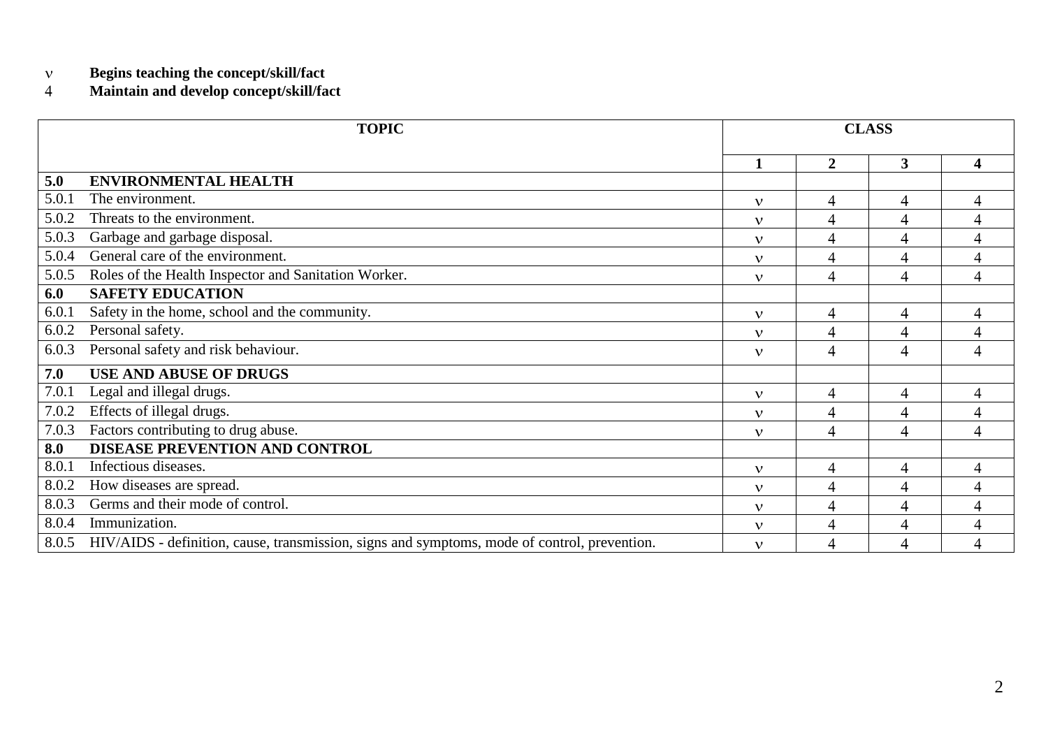ν **Begins teaching the concept/skill/fact**

4 **Maintain and develop concept/skill/fact**

| **TOPIC** | **CLASS** | | | |
|---|---|---|---|---|
| | **1** | **2** | **3** | **4** |
| **5.0 ENVIRONMENTAL HEALTH** | | | | |
| 5.0.1 The environment. | ν | 4 | 4 | 4 |
| 5.0.2 Threats to the environment. | ν | 4 | 4 | 4 |
| 5.0.3 Garbage and garbage disposal. | ν | 4 | 4 | 4 |
| 5.0.4 General care of the environment. | ν | 4 | 4 | 4 |
| 5.0.5 Roles of the Health Inspector and Sanitation Worker. | ν | 4 | 4 | 4 |
| **6.0 SAFETY EDUCATION** | | | | |
| 6.0.1 Safety in the home, school and the community. | ν | 4 | 4 | 4 |
| 6.0.2 Personal safety. | ν | 4 | 4 | 4 |
| 6.0.3 Personal safety and risk behaviour. | ν | 4 | 4 | 4 |
| **7.0 USE AND ABUSE OF DRUGS** | | | | |
| 7.0.1 Legal and illegal drugs. | ν | 4 | 4 | 4 |
| 7.0.2 Effects of illegal drugs. | ν | 4 | 4 | 4 |
| 7.0.3 Factors contributing to drug abuse. | ν | 4 | 4 | 4 |
| **8.0 DISEASE PREVENTION AND CONTROL** | | | | |
| 8.0.1 Infectious diseases. | ν | 4 | 4 | 4 |
| 8.0.2 How diseases are spread. | ν | 4 | 4 | 4 |
| 8.0.3 Germs and their mode of control. | ν | 4 | 4 | 4 |
| 8.0.4 Immunization. | ν | 4 | 4 | 4 |
| 8.0.5 HIV/AIDS - definition, cause, transmission, signs and symptoms, mode of control, prevention. | ν | 4 | 4 | 4 |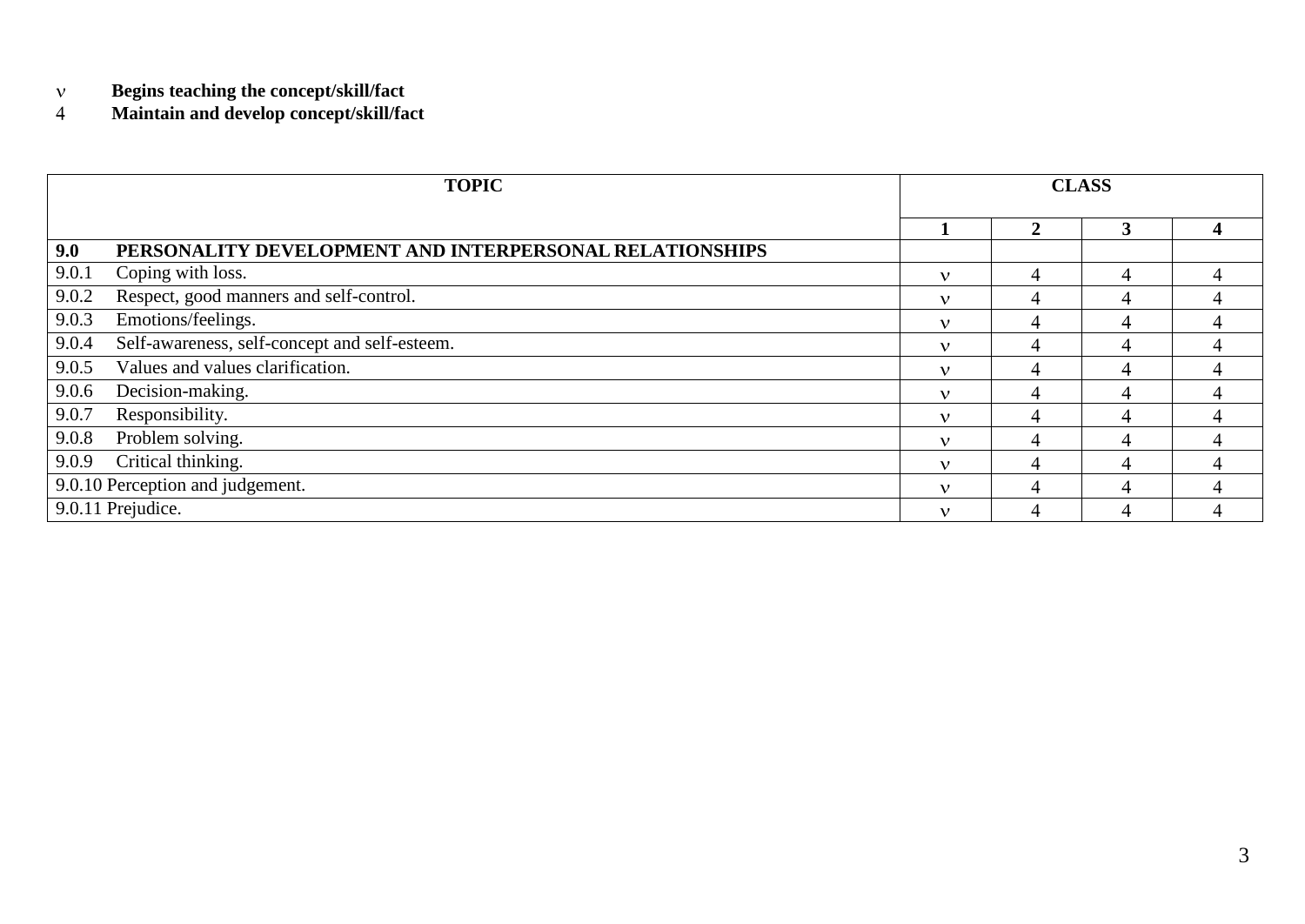ν **Begins teaching the concept/skill/fact**

4 **Maintain and develop concept/skill/fact**

| **TOPIC** | **CLASS** | | | |
|---|---|---|---|---|
| | **1** | **2** | **3** | **4** |
| **9.0 PERSONALITY DEVELOPMENT AND INTERPERSONAL RELATIONSHIPS** | | | | |
| 9.0.1 Coping with loss. | ν | 4 | 4 | 4 |
| 9.0.2 Respect, good manners and self-control. | ν | 4 | 4 | 4 |
| 9.0.3 Emotions/feelings. | ν | 4 | 4 | 4 |
| 9.0.4 Self-awareness, self-concept and self-esteem. | ν | 4 | 4 | 4 |
| 9.0.5 Values and values clarification. | ν | 4 | 4 | 4 |
| 9.0.6 Decision-making. | ν | 4 | 4 | 4 |
| 9.0.7 Responsibility. | ν | 4 | 4 | 4 |
| 9.0.8 Problem solving. | ν | 4 | 4 | 4 |
| 9.0.9 Critical thinking. | ν | 4 | 4 | 4 |
| 9.0.10 Perception and judgement. | ν | 4 | 4 | 4 |
| 9.0.11 Prejudice. | ν | 4 | 4 | 4 |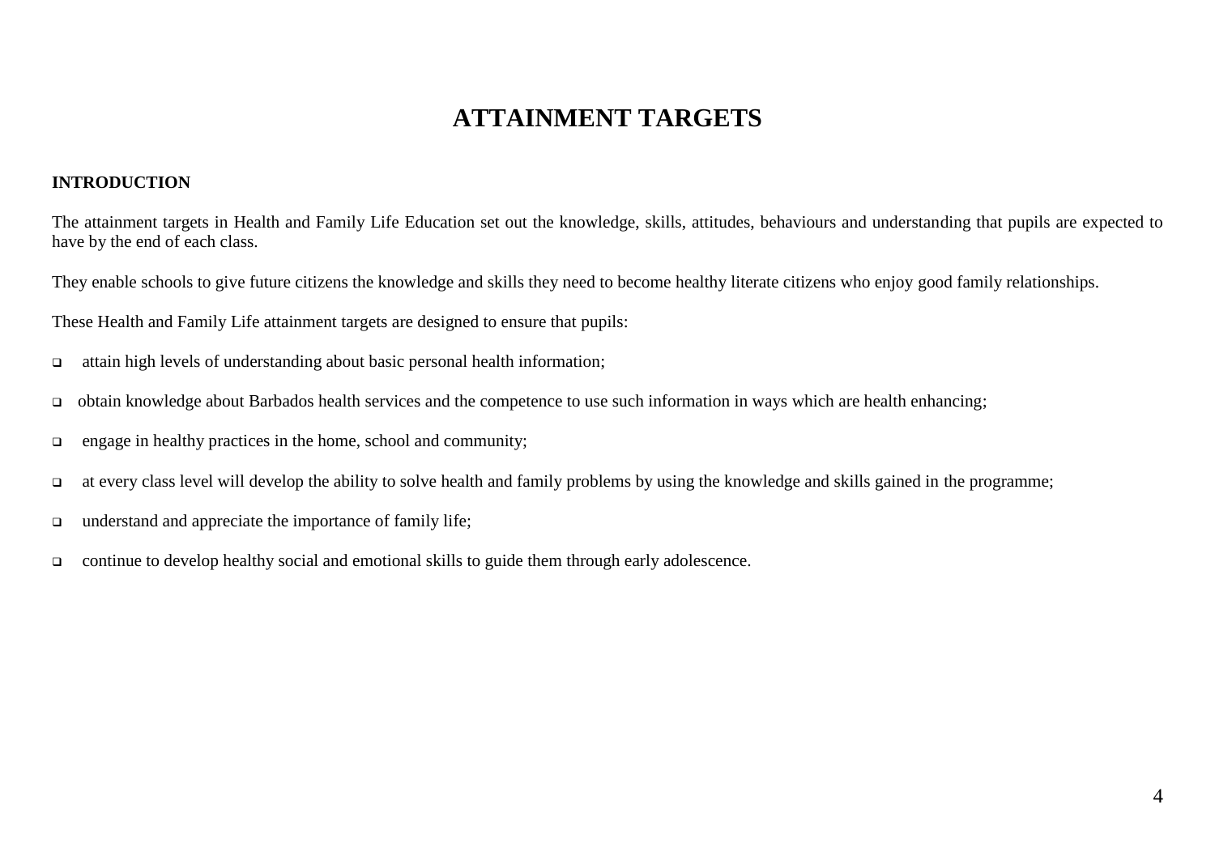# ATTAINMENT TARGETS

**INTRODUCTION**

The attainment targets in Health and Family Life Education set out the knowledge, skills, attitudes, behaviours and understanding that pupils are expected to have by the end of each class.

They enable schools to give future citizens the knowledge and skills they need to become healthy literate citizens who enjoy good family relationships.

These Health and Family Life attainment targets are designed to ensure that pupils:

- attain high levels of understanding about basic personal health information;
- obtain knowledge about Barbados health services and the competence to use such information in ways which are health enhancing;
- engage in healthy practices in the home, school and community;
- at every class level will develop the ability to solve health and family problems by using the knowledge and skills gained in the programme;
- understand and appreciate the importance of family life;
- continue to develop healthy social and emotional skills to guide them through early adolescence.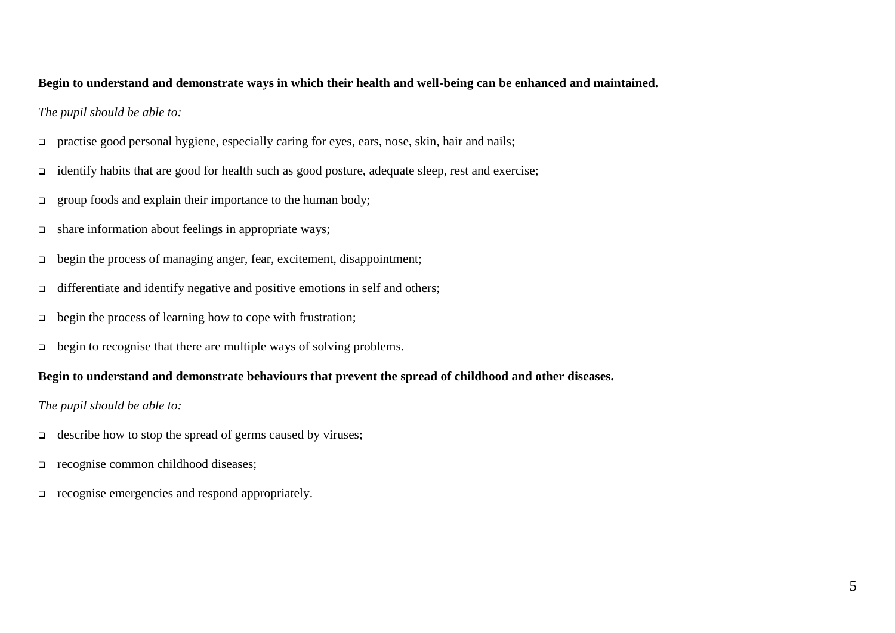**Begin to understand and demonstrate ways in which their health and well-being can be enhanced and maintained.**

*The pupil should be able to:*

- practise good personal hygiene, especially caring for eyes, ears, nose, skin, hair and nails;
- identify habits that are good for health such as good posture, adequate sleep, rest and exercise;
- group foods and explain their importance to the human body;
- share information about feelings in appropriate ways;
- begin the process of managing anger, fear, excitement, disappointment;
- differentiate and identify negative and positive emotions in self and others;
- begin the process of learning how to cope with frustration;
- begin to recognise that there are multiple ways of solving problems.

**Begin to understand and demonstrate behaviours that prevent the spread of childhood and other diseases.**

*The pupil should be able to:*

- describe how to stop the spread of germs caused by viruses;
- recognise common childhood diseases;
- recognise emergencies and respond appropriately.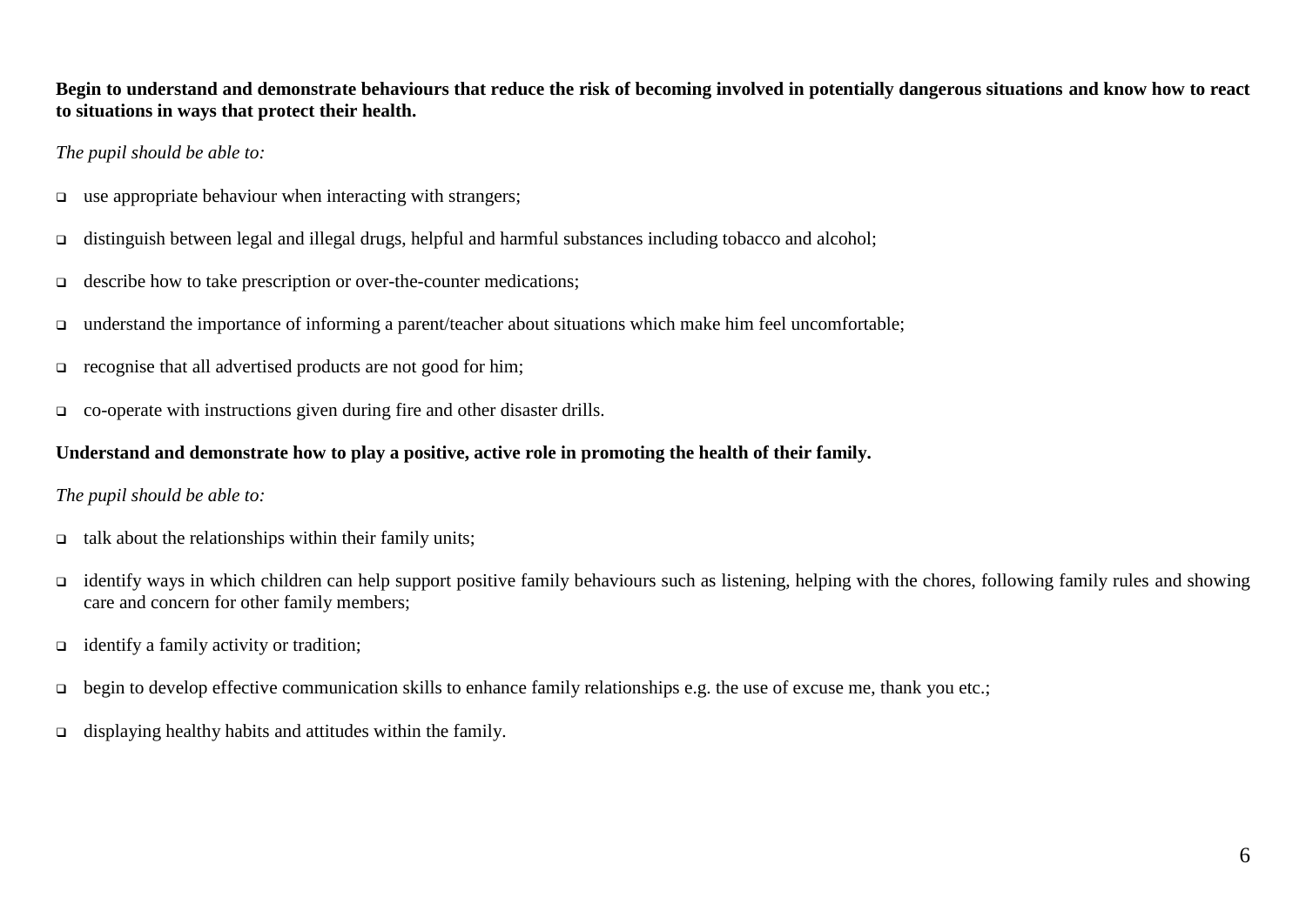**Begin to understand and demonstrate behaviours that reduce the risk of becoming involved in potentially dangerous situations and know how to react to situations in ways that protect their health.**

*The pupil should be able to:*

- use appropriate behaviour when interacting with strangers;
- distinguish between legal and illegal drugs, helpful and harmful substances including tobacco and alcohol;
- describe how to take prescription or over-the-counter medications;
- understand the importance of informing a parent/teacher about situations which make him feel uncomfortable;
- recognise that all advertised products are not good for him;
- co-operate with instructions given during fire and other disaster drills.

**Understand and demonstrate how to play a positive, active role in promoting the health of their family.**

*The pupil should be able to:*

- talk about the relationships within their family units;
- identify ways in which children can help support positive family behaviours such as listening, helping with the chores, following family rules and showing care and concern for other family members;
- identify a family activity or tradition;
- begin to develop effective communication skills to enhance family relationships e.g. the use of excuse me, thank you etc.;
- displaying healthy habits and attitudes within the family.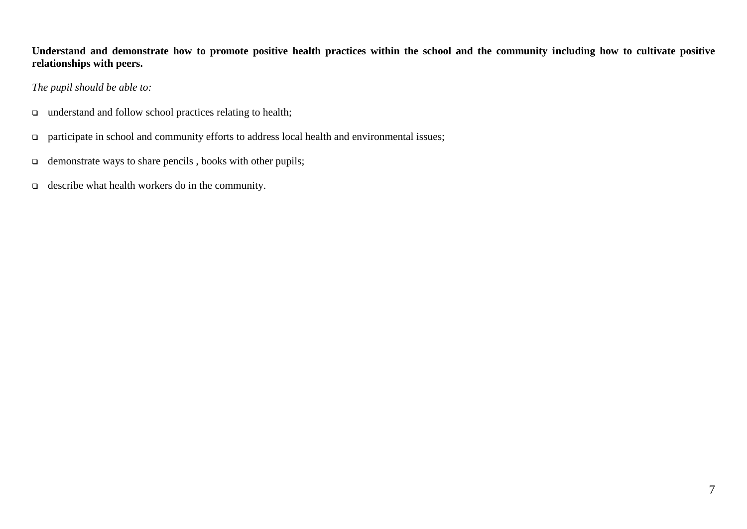**Understand and demonstrate how to promote positive health practices within the school and the community including how to cultivate positive relationships with peers.**

*The pupil should be able to:*

- understand and follow school practices relating to health;
- participate in school and community efforts to address local health and environmental issues;
- demonstrate ways to share pencils , books with other pupils;
- describe what health workers do in the community.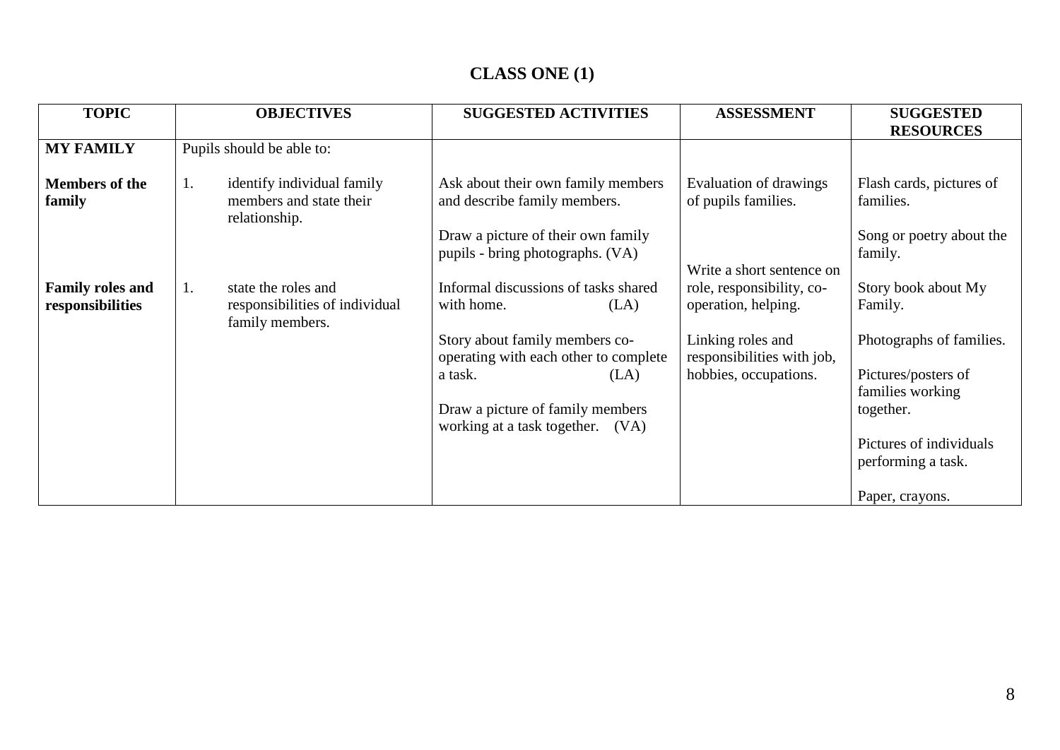# CLASS ONE (1)

| TOPIC | OBJECTIVES | SUGGESTED ACTIVITIES | ASSESSMENT | SUGGESTED RESOURCES |
|---|---|---|---|---|
| **MY FAMILY** | Pupils should be able to: | | | |
| **Members of the family** | 1. identify individual family members and state their relationship. | Ask about their own family members and describe family members.<br><br>Draw a picture of their own family pupils - bring photographs. (VA) | Evaluation of drawings of pupils families. | Flash cards, pictures of families.<br><br>Song or poetry about the family. |
| **Family roles and responsibilities** | 1. state the roles and responsibilities of individual family members. | Informal discussions of tasks shared with home. (LA)<br><br>Story about family members co-operating with each other to complete a task. (LA)<br><br>Draw a picture of family members working at a task together. (VA) | Write a short sentence on role, responsibility, co-operation, helping.<br><br>Linking roles and responsibilities with job, hobbies, occupations. | Story book about My Family.<br><br>Photographs of families.<br><br>Pictures/posters of families working together.<br><br>Pictures of individuals performing a task.<br><br>Paper, crayons. |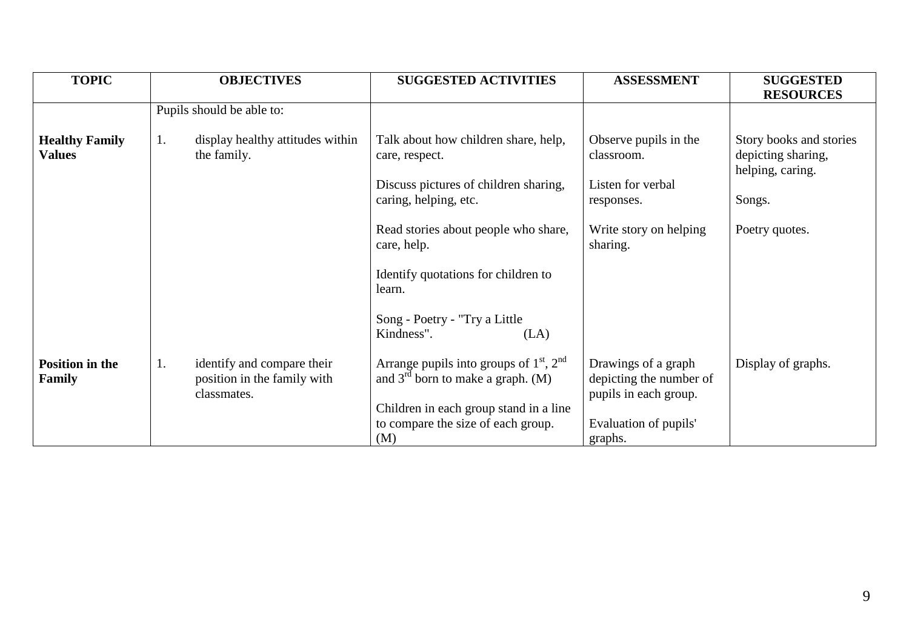| TOPIC | OBJECTIVES | SUGGESTED ACTIVITIES | ASSESSMENT | SUGGESTED RESOURCES |
|---|---|---|---|---|
| | Pupils should be able to: | | | |
| **Healthy Family Values** | 1. display healthy attitudes within the family. | Talk about how children share, help, care, respect.<br><br>Discuss pictures of children sharing, caring, helping, etc.<br><br>Read stories about people who share, care, help.<br><br>Identify quotations for children to learn.<br><br>Song - Poetry - "Try a Little Kindness". (LA) | Observe pupils in the classroom.<br><br>Listen for verbal responses.<br><br>Write story on helping sharing. | Story books and stories depicting sharing, helping, caring.<br><br>Songs.<br><br>Poetry quotes. |
| **Position in the Family** | 1. identify and compare their position in the family with classmates. | Arrange pupils into groups of 1st, 2nd and 3rd born to make a graph. (M)<br><br>Children in each group stand in a line to compare the size of each group. (M) | Drawings of a graph depicting the number of pupils in each group.<br><br>Evaluation of pupils' graphs. | Display of graphs. |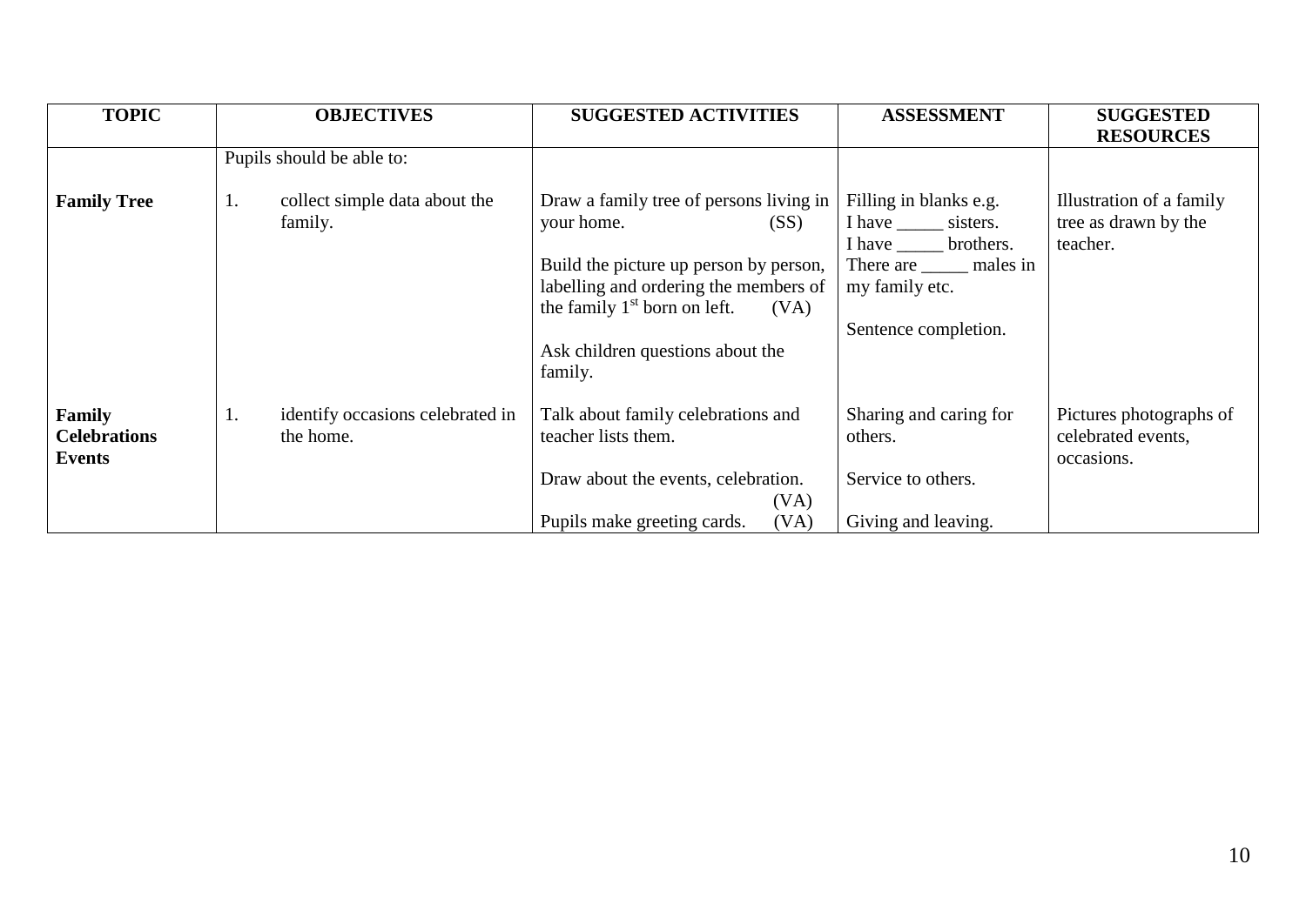| TOPIC | OBJECTIVES | SUGGESTED ACTIVITIES | ASSESSMENT | SUGGESTED RESOURCES |
|---|---|---|---|---|
| | Pupils should be able to: | | | |
| **Family Tree** | 1. collect simple data about the family. | Draw a family tree of persons living in your home. (SS)<br><br>Build the picture up person by person, labelling and ordering the members of the family 1st born on left. (VA)<br><br>Ask children questions about the family. | Filling in blanks e.g.<br>I have _____ sisters.<br>I have _____ brothers.<br>There are _____ males in my family etc.<br><br>Sentence completion. | Illustration of a family tree as drawn by the teacher. |
| **Family Celebrations Events** | 1. identify occasions celebrated in the home. | Talk about family celebrations and teacher lists them.<br><br>Draw about the events, celebration. (VA)<br><br>Pupils make greeting cards. (VA) | Sharing and caring for others.<br><br>Service to others.<br><br>Giving and leaving. | Pictures photographs of celebrated events, occasions. |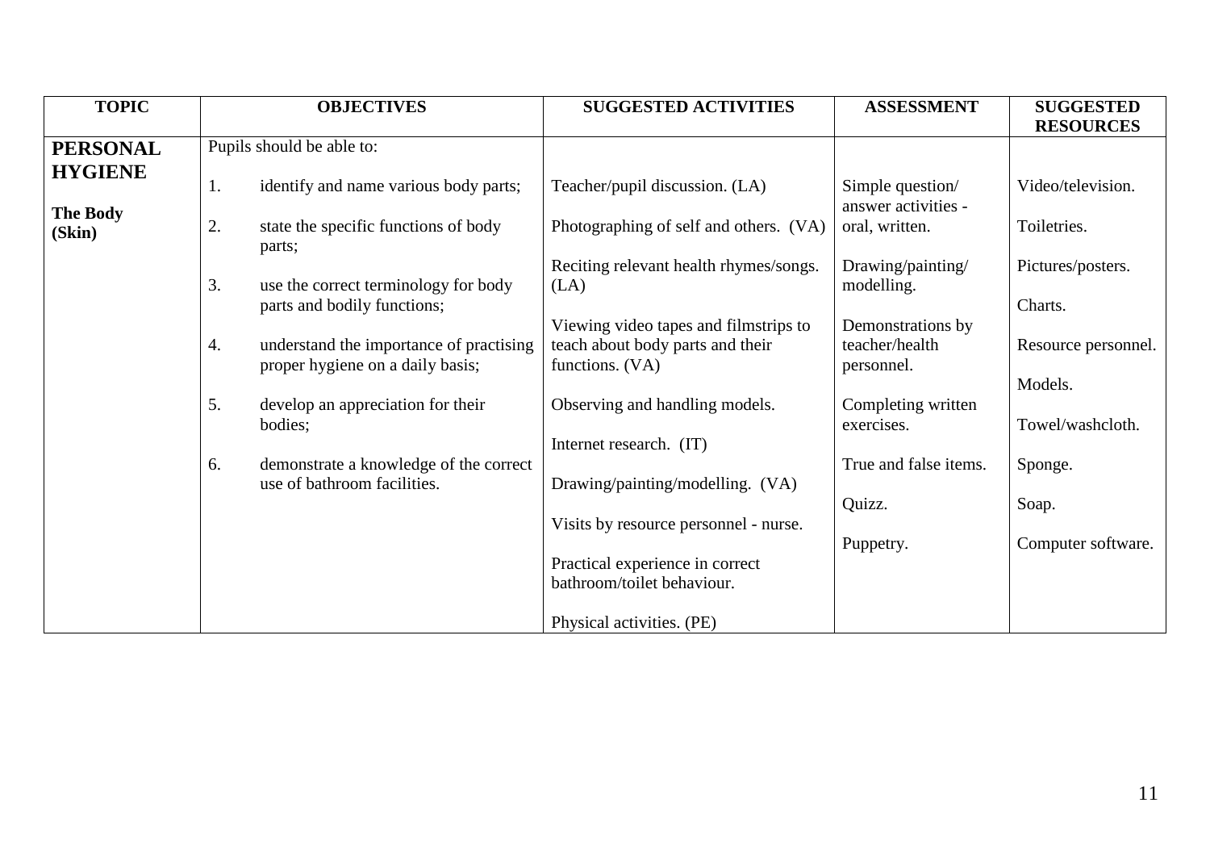| TOPIC | OBJECTIVES | SUGGESTED ACTIVITIES | ASSESSMENT | SUGGESTED RESOURCES |
|---|---|---|---|---|
| **PERSONAL HYGIENE**<br><br>**The Body (Skin)** | Pupils should be able to:<br><br>1. identify and name various body parts;<br><br>2. state the specific functions of body parts;<br><br>3. use the correct terminology for body parts and bodily functions;<br><br>4. understand the importance of practising proper hygiene on a daily basis;<br><br>5. develop an appreciation for their bodies;<br><br>6. demonstrate a knowledge of the correct use of bathroom facilities. | Teacher/pupil discussion. (LA)<br><br>Photographing of self and others. (VA)<br><br>Reciting relevant health rhymes/songs. (LA)<br><br>Viewing video tapes and filmstrips to teach about body parts and their functions. (VA)<br><br>Observing and handling models.<br><br>Internet research. (IT)<br><br>Drawing/painting/modelling. (VA)<br><br>Visits by resource personnel - nurse.<br><br>Practical experience in correct bathroom/toilet behaviour.<br><br>Physical activities. (PE) | Simple question/ answer activities - oral, written.<br><br>Drawing/painting/ modelling.<br><br>Demonstrations by teacher/health personnel.<br><br>Completing written exercises.<br><br>True and false items.<br><br>Quizz.<br><br>Puppetry. | Video/television.<br><br>Toiletries.<br><br>Pictures/posters.<br><br>Charts.<br><br>Resource personnel.<br><br>Models.<br><br>Towel/washcloth.<br><br>Sponge.<br><br>Soap.<br><br>Computer software. |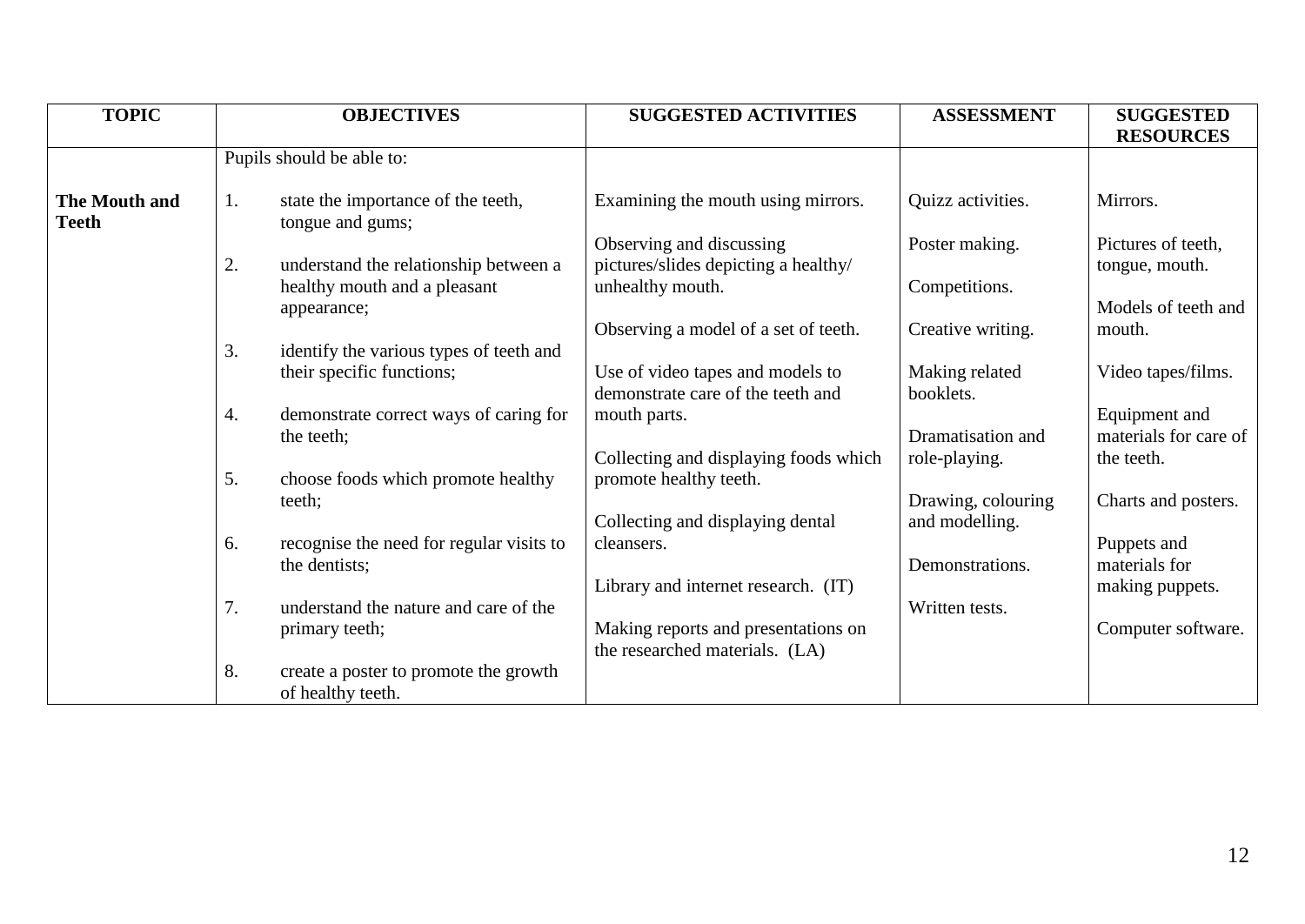| TOPIC | OBJECTIVES | SUGGESTED ACTIVITIES | ASSESSMENT | SUGGESTED RESOURCES |
|---|---|---|---|---|
| | Pupils should be able to: | | | |
| **The Mouth and Teeth** | 1. state the importance of the teeth, tongue and gums;<br><br>2. understand the relationship between a healthy mouth and a pleasant appearance;<br><br>3. identify the various types of teeth and their specific functions;<br><br>4. demonstrate correct ways of caring for the teeth;<br><br>5. choose foods which promote healthy teeth;<br><br>6. recognise the need for regular visits to the dentists;<br><br>7. understand the nature and care of the primary teeth;<br><br>8. create a poster to promote the growth of healthy teeth. | Examining the mouth using mirrors.<br><br>Observing and discussing pictures/slides depicting a healthy/ unhealthy mouth.<br><br>Observing a model of a set of teeth.<br><br>Use of video tapes and models to demonstrate care of the teeth and mouth parts.<br><br>Collecting and displaying foods which promote healthy teeth.<br><br>Collecting and displaying dental cleansers.<br><br>Library and internet research. (IT)<br><br>Making reports and presentations on the researched materials. (LA) | Quizz activities.<br><br>Poster making.<br><br>Competitions.<br><br>Creative writing.<br><br>Making related booklets.<br><br>Dramatisation and role-playing.<br><br>Drawing, colouring and modelling.<br><br>Demonstrations.<br><br>Written tests. | Mirrors.<br><br>Pictures of teeth, tongue, mouth.<br><br>Models of teeth and mouth.<br><br>Video tapes/films.<br><br>Equipment and materials for care of the teeth.<br><br>Charts and posters.<br><br>Puppets and materials for making puppets.<br><br>Computer software. |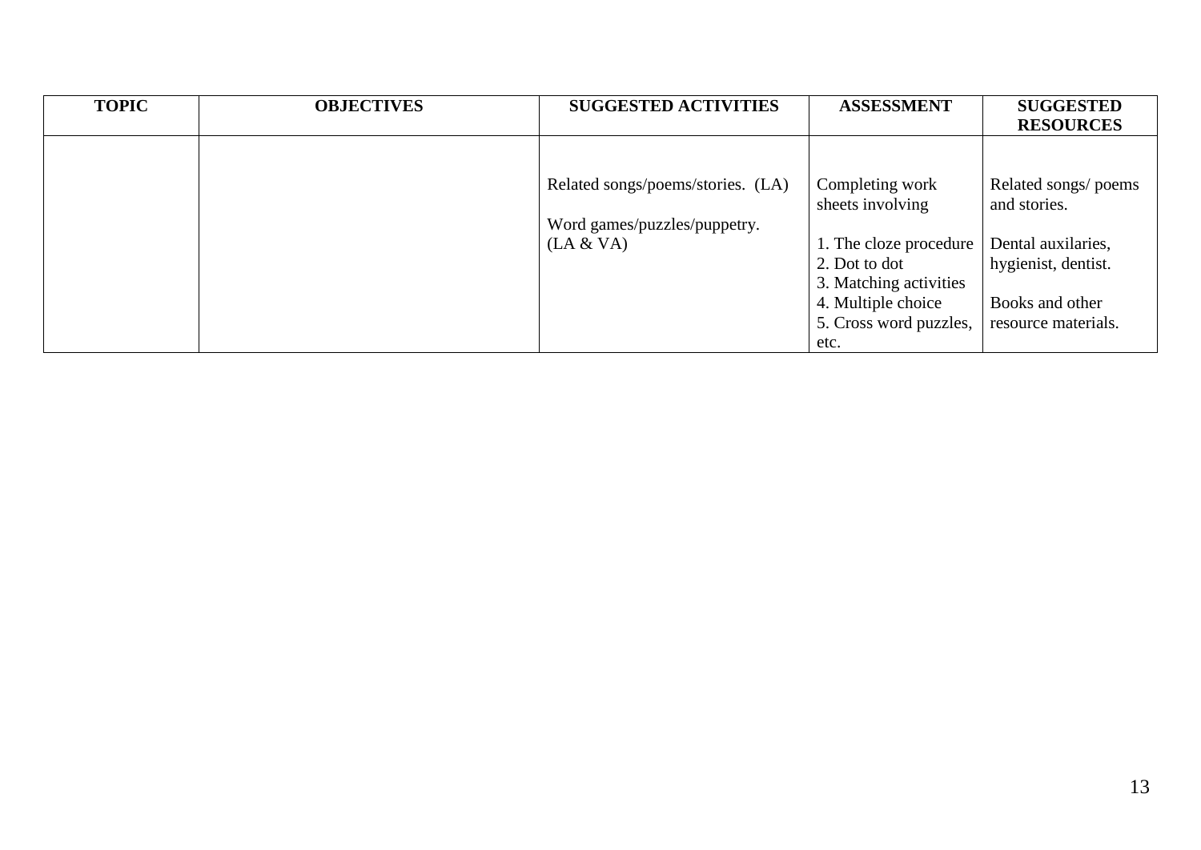| TOPIC | OBJECTIVES | SUGGESTED ACTIVITIES | ASSESSMENT | SUGGESTED RESOURCES |
|---|---|---|---|---|
| | | Related songs/poems/stories. (LA)<br><br>Word games/puzzles/puppetry. (LA & VA) | Completing work sheets involving<br><br>1. The cloze procedure<br>2. Dot to dot<br>3. Matching activities<br>4. Multiple choice<br>5. Cross word puzzles, etc. | Related songs/ poems and stories.<br><br>Dental auxilaries, hygienist, dentist.<br><br>Books and other resource materials. |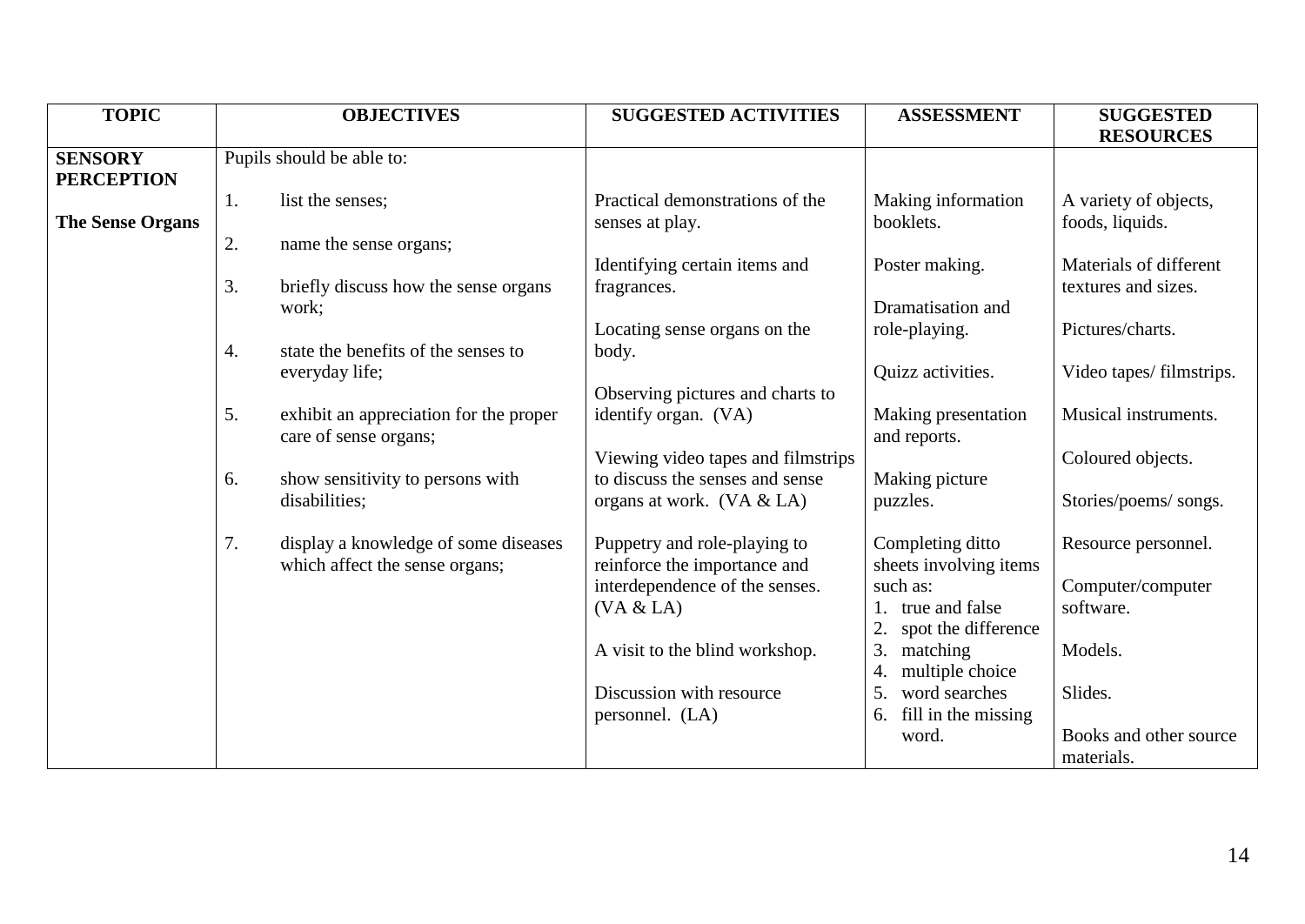| TOPIC | OBJECTIVES | SUGGESTED ACTIVITIES | ASSESSMENT | SUGGESTED RESOURCES |
|---|---|---|---|---|
| **SENSORY PERCEPTION**<br><br>**The Sense Organs** | Pupils should be able to:<br><br>1. list the senses;<br><br>2. name the sense organs;<br><br>3. briefly discuss how the sense organs work;<br><br>4. state the benefits of the senses to everyday life;<br><br>5. exhibit an appreciation for the proper care of sense organs;<br><br>6. show sensitivity to persons with disabilities;<br><br>7. display a knowledge of some diseases which affect the sense organs; | Practical demonstrations of the senses at play.<br><br>Identifying certain items and fragrances.<br><br>Locating sense organs on the body.<br><br>Observing pictures and charts to identify organ. (VA)<br><br>Viewing video tapes and filmstrips to discuss the senses and sense organs at work. (VA & LA)<br><br>Puppetry and role-playing to reinforce the importance and interdependence of the senses. (VA & LA)<br><br>A visit to the blind workshop.<br><br>Discussion with resource personnel. (LA) | Making information booklets.<br><br>Poster making.<br><br>Dramatisation and role-playing.<br><br>Quizz activities.<br><br>Making presentation and reports.<br><br>Making picture puzzles.<br><br>Completing ditto sheets involving items such as:<br>1. true and false<br>2. spot the difference<br>3. matching<br>4. multiple choice<br>5. word searches<br>6. fill in the missing word. | A variety of objects, foods, liquids.<br><br>Materials of different textures and sizes.<br><br>Pictures/charts.<br><br>Video tapes/ filmstrips.<br><br>Musical instruments.<br><br>Coloured objects.<br><br>Stories/poems/ songs.<br><br>Resource personnel.<br><br>Computer/computer software.<br><br>Models.<br><br>Slides.<br><br>Books and other source materials. |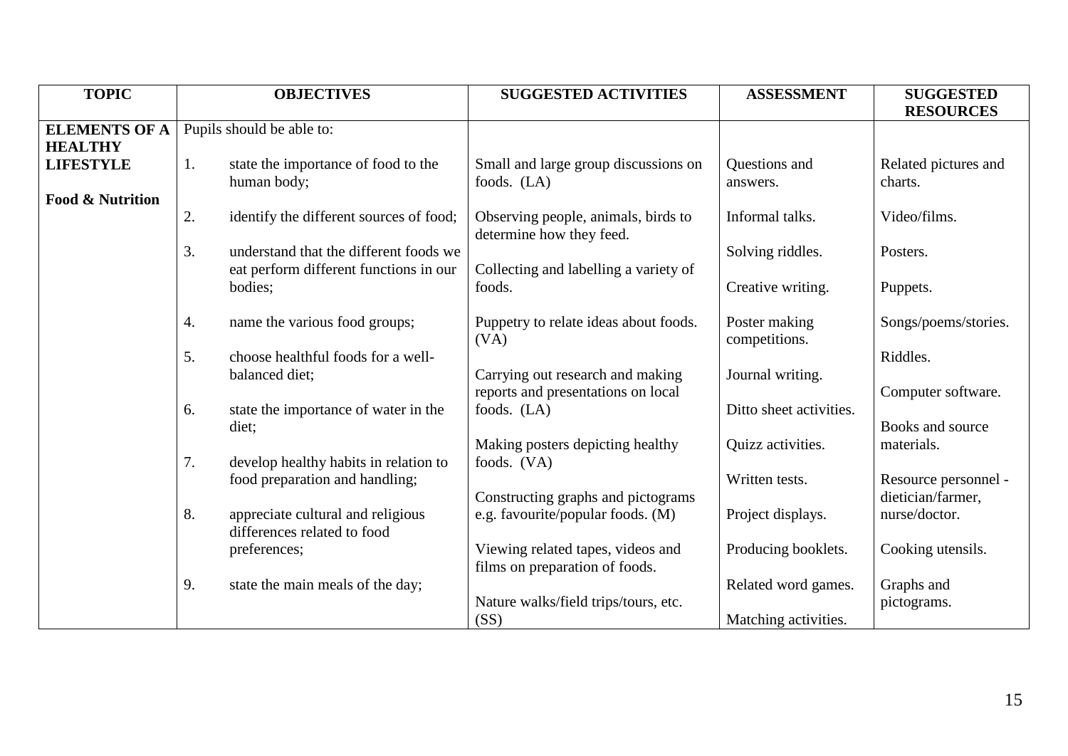| TOPIC | OBJECTIVES | SUGGESTED ACTIVITIES | ASSESSMENT | SUGGESTED RESOURCES |
|---|---|---|---|---|
| **ELEMENTS OF A HEALTHY LIFESTYLE**<br><br>**Food & Nutrition** | Pupils should be able to:<br><br>1. state the importance of food to the human body;<br><br>2. identify the different sources of food;<br><br>3. understand that the different foods we eat perform different functions in our bodies;<br><br>4. name the various food groups;<br><br>5. choose healthful foods for a well-balanced diet;<br><br>6. state the importance of water in the diet;<br><br>7. develop healthy habits in relation to food preparation and handling;<br><br>8. appreciate cultural and religious differences related to food preferences;<br><br>9. state the main meals of the day; | Small and large group discussions on foods. (LA)<br><br>Observing people, animals, birds to determine how they feed.<br><br>Collecting and labelling a variety of foods.<br><br>Puppetry to relate ideas about foods. (VA)<br><br>Carrying out research and making reports and presentations on local foods. (LA)<br><br>Making posters depicting healthy foods. (VA)<br><br>Constructing graphs and pictograms e.g. favourite/popular foods. (M)<br><br>Viewing related tapes, videos and films on preparation of foods.<br><br>Nature walks/field trips/tours, etc. (SS) | Questions and answers.<br><br>Informal talks.<br><br>Solving riddles.<br><br>Creative writing.<br><br>Poster making competitions.<br><br>Journal writing.<br><br>Ditto sheet activities.<br><br>Quizz activities.<br><br>Written tests.<br><br>Project displays.<br><br>Producing booklets.<br><br>Related word games.<br><br>Matching activities. | Related pictures and charts.<br><br>Video/films.<br><br>Posters.<br><br>Puppets.<br><br>Songs/poems/stories.<br><br>Riddles.<br><br>Computer software.<br><br>Books and source materials.<br><br>Resource personnel - dietician/farmer, nurse/doctor.<br><br>Cooking utensils.<br><br>Graphs and pictograms. |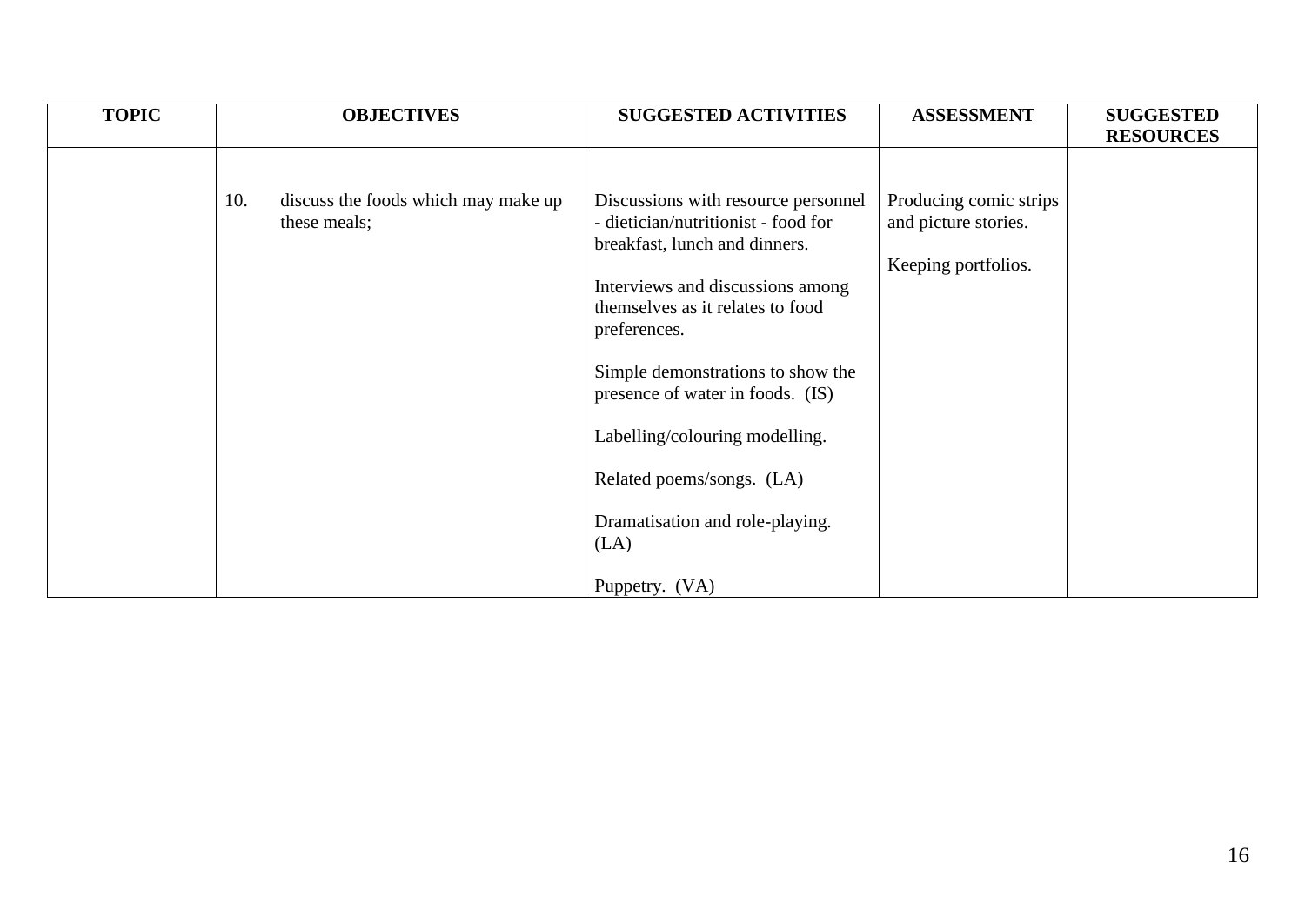| TOPIC | OBJECTIVES | SUGGESTED ACTIVITIES | ASSESSMENT | SUGGESTED RESOURCES |
|---|---|---|---|---|
| | 10. discuss the foods which may make up these meals; | Discussions with resource personnel - dietician/nutritionist - food for breakfast, lunch and dinners.<br><br>Interviews and discussions among themselves as it relates to food preferences.<br><br>Simple demonstrations to show the presence of water in foods. (IS)<br><br>Labelling/colouring modelling.<br><br>Related poems/songs. (LA)<br><br>Dramatisation and role-playing. (LA)<br><br>Puppetry. (VA) | Producing comic strips and picture stories.<br><br>Keeping portfolios. | |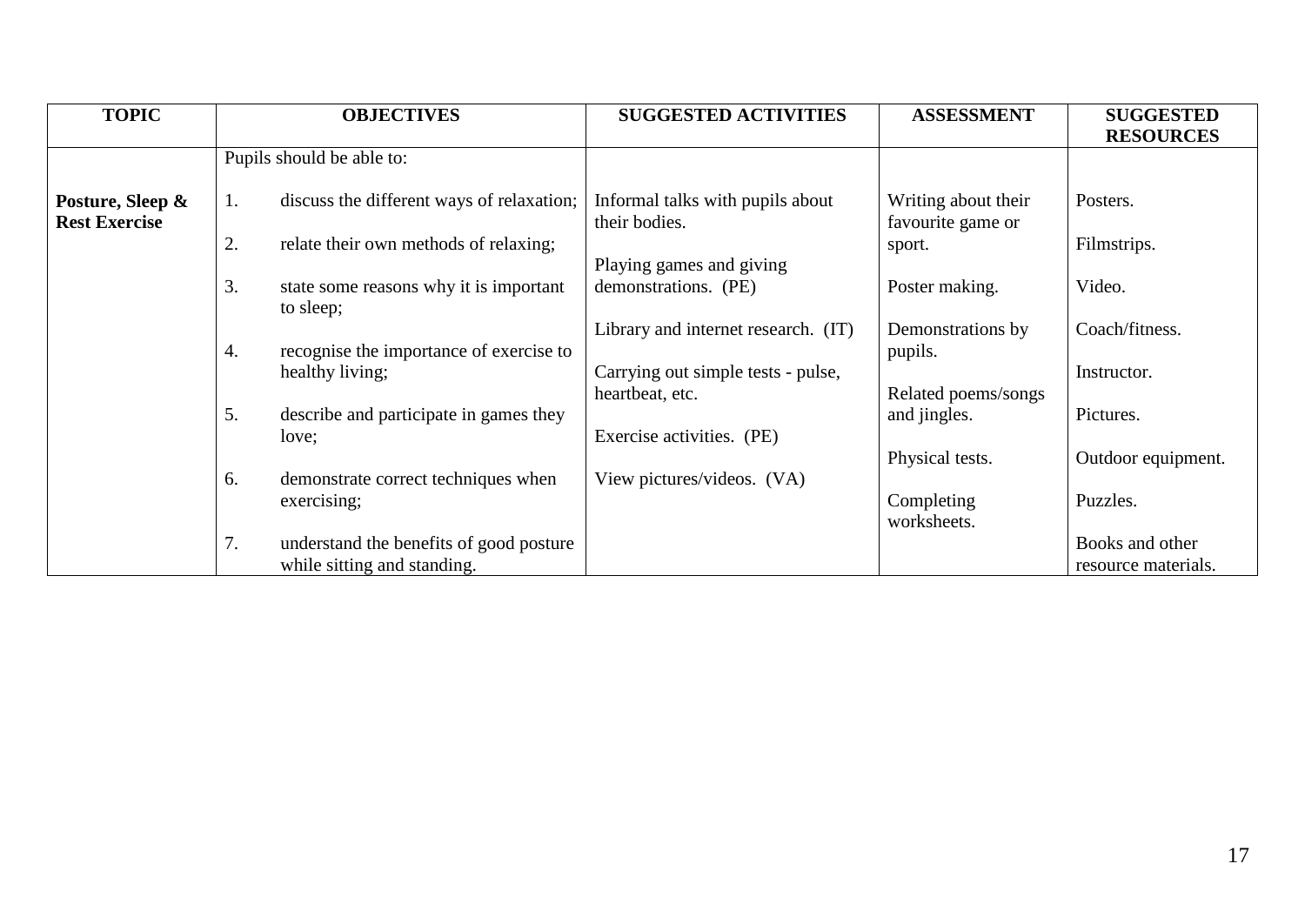| TOPIC | OBJECTIVES | SUGGESTED ACTIVITIES | ASSESSMENT | SUGGESTED RESOURCES |
|---|---|---|---|---|
| | Pupils should be able to: | | | |
| **Posture, Sleep & Rest Exercise** | 1. discuss the different ways of relaxation;<br><br>2. relate their own methods of relaxing;<br><br>3. state some reasons why it is important to sleep;<br><br>4. recognise the importance of exercise to healthy living;<br><br>5. describe and participate in games they love;<br><br>6. demonstrate correct techniques when exercising;<br><br>7. understand the benefits of good posture while sitting and standing. | Informal talks with pupils about their bodies.<br><br>Playing games and giving demonstrations. (PE)<br><br>Library and internet research. (IT)<br><br>Carrying out simple tests - pulse, heartbeat, etc.<br><br>Exercise activities. (PE)<br><br>View pictures/videos. (VA) | Writing about their favourite game or sport.<br><br>Poster making.<br><br>Demonstrations by pupils.<br><br>Related poems/songs and jingles.<br><br>Physical tests.<br><br>Completing worksheets. | Posters.<br><br>Filmstrips.<br><br>Video.<br><br>Coach/fitness.<br><br>Instructor.<br><br>Pictures.<br><br>Outdoor equipment.<br><br>Puzzles.<br><br>Books and other resource materials. |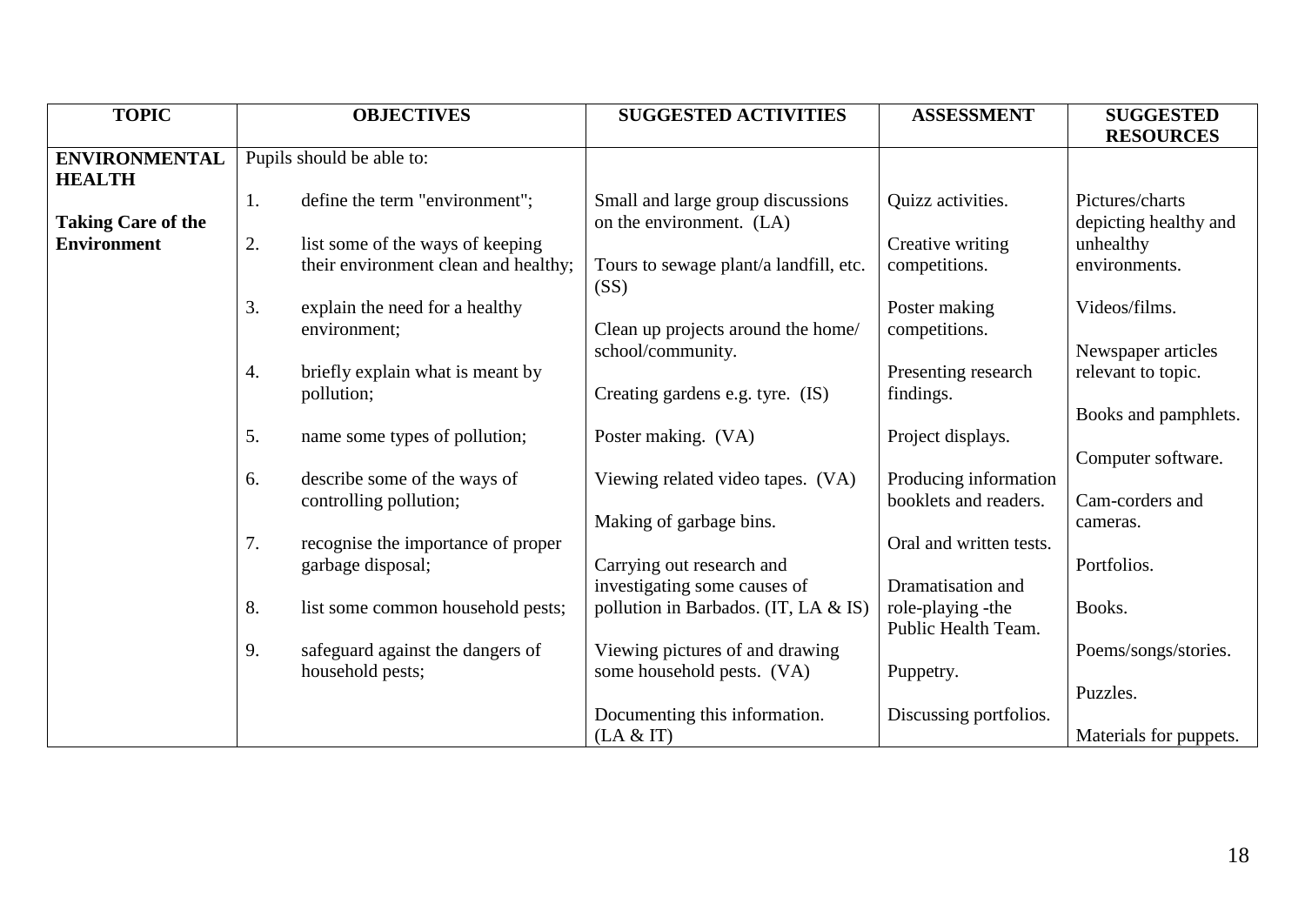| TOPIC | OBJECTIVES | SUGGESTED ACTIVITIES | ASSESSMENT | SUGGESTED RESOURCES |
|---|---|---|---|---|
| **ENVIRONMENTAL HEALTH**<br><br>**Taking Care of the Environment** | Pupils should be able to:<br><br>1. define the term "environment";<br><br>2. list some of the ways of keeping their environment clean and healthy;<br><br>3. explain the need for a healthy environment;<br><br>4. briefly explain what is meant by pollution;<br><br>5. name some types of pollution;<br><br>6. describe some of the ways of controlling pollution;<br><br>7. recognise the importance of proper garbage disposal;<br><br>8. list some common household pests;<br><br>9. safeguard against the dangers of household pests; | Small and large group discussions on the environment. (LA)<br><br>Tours to sewage plant/a landfill, etc. (SS)<br><br>Clean up projects around the home/ school/community.<br><br>Creating gardens e.g. tyre. (IS)<br><br>Poster making. (VA)<br><br>Viewing related video tapes. (VA)<br><br>Making of garbage bins.<br><br>Carrying out research and investigating some causes of pollution in Barbados. (IT, LA & IS)<br><br>Viewing pictures of and drawing some household pests. (VA)<br><br>Documenting this information. (LA & IT) | Quizz activities.<br><br>Creative writing competitions.<br><br>Poster making competitions.<br><br>Presenting research findings.<br><br>Project displays.<br><br>Producing information booklets and readers.<br><br>Oral and written tests.<br><br>Dramatisation and role-playing -the Public Health Team.<br><br>Puppetry.<br><br>Discussing portfolios. | Pictures/charts depicting healthy and unhealthy environments.<br><br>Videos/films.<br><br>Newspaper articles relevant to topic.<br><br>Books and pamphlets.<br><br>Computer software.<br><br>Cam-corders and cameras.<br><br>Portfolios.<br><br>Books.<br><br>Poems/songs/stories.<br><br>Puzzles.<br><br>Materials for puppets. |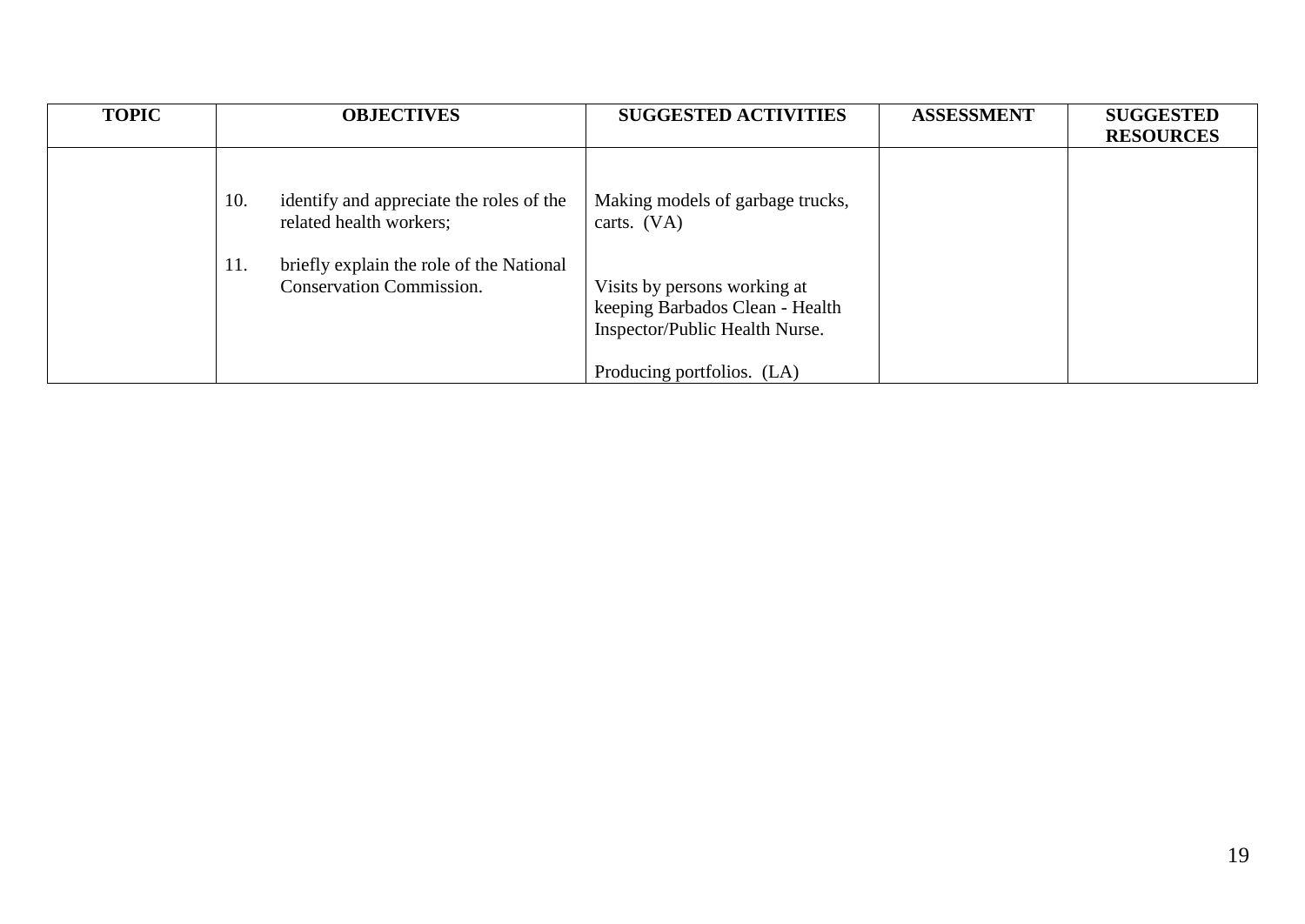| TOPIC | OBJECTIVES | SUGGESTED ACTIVITIES | ASSESSMENT | SUGGESTED RESOURCES |
|---|---|---|---|---|
| | 10. identify and appreciate the roles of the related health workers;<br><br>11. briefly explain the role of the National Conservation Commission. | Making models of garbage trucks, carts. (VA)<br><br>Visits by persons working at keeping Barbados Clean - Health Inspector/Public Health Nurse.<br><br>Producing portfolios. (LA) | | |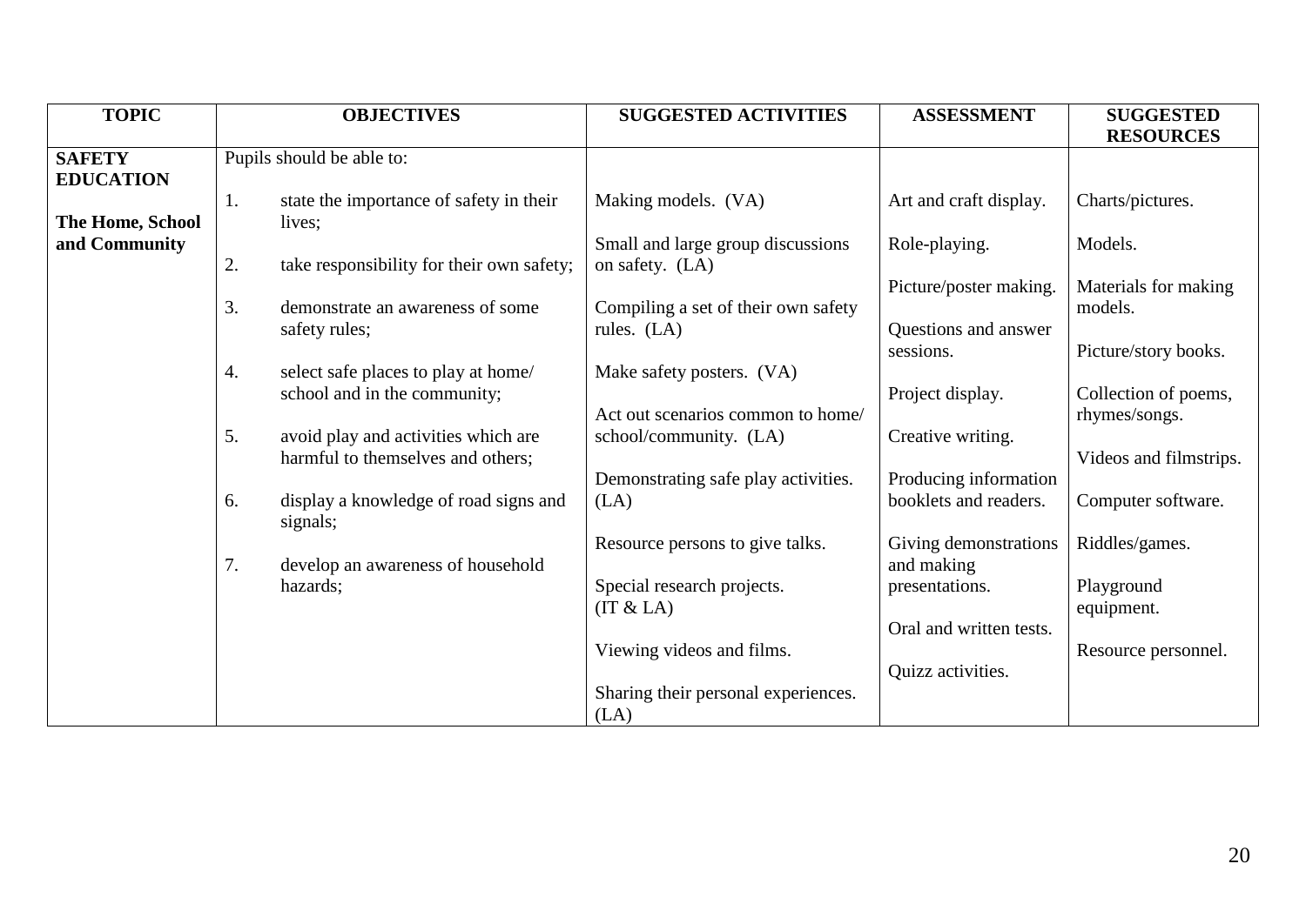| TOPIC | OBJECTIVES | SUGGESTED ACTIVITIES | ASSESSMENT | SUGGESTED RESOURCES |
|---|---|---|---|---|
| **SAFETY EDUCATION**<br><br>**The Home, School and Community** | Pupils should be able to:<br><br>1. state the importance of safety in their lives;<br><br>2. take responsibility for their own safety;<br><br>3. demonstrate an awareness of some safety rules;<br><br>4. select safe places to play at home/ school and in the community;<br><br>5. avoid play and activities which are harmful to themselves and others;<br><br>6. display a knowledge of road signs and signals;<br><br>7. develop an awareness of household hazards; | Making models. (VA)<br><br>Small and large group discussions on safety. (LA)<br><br>Compiling a set of their own safety rules. (LA)<br><br>Make safety posters. (VA)<br><br>Act out scenarios common to home/ school/community. (LA)<br><br>Demonstrating safe play activities. (LA)<br><br>Resource persons to give talks.<br><br>Special research projects. (IT & LA)<br><br>Viewing videos and films.<br><br>Sharing their personal experiences. (LA) | Art and craft display.<br><br>Role-playing.<br><br>Picture/poster making.<br><br>Questions and answer sessions.<br><br>Project display.<br><br>Creative writing.<br><br>Producing information booklets and readers.<br><br>Giving demonstrations and making presentations.<br><br>Oral and written tests.<br><br>Quizz activities. | Charts/pictures.<br><br>Models.<br><br>Materials for making models.<br><br>Picture/story books.<br><br>Collection of poems, rhymes/songs.<br><br>Videos and filmstrips.<br><br>Computer software.<br><br>Riddles/games.<br><br>Playground equipment.<br><br>Resource personnel. |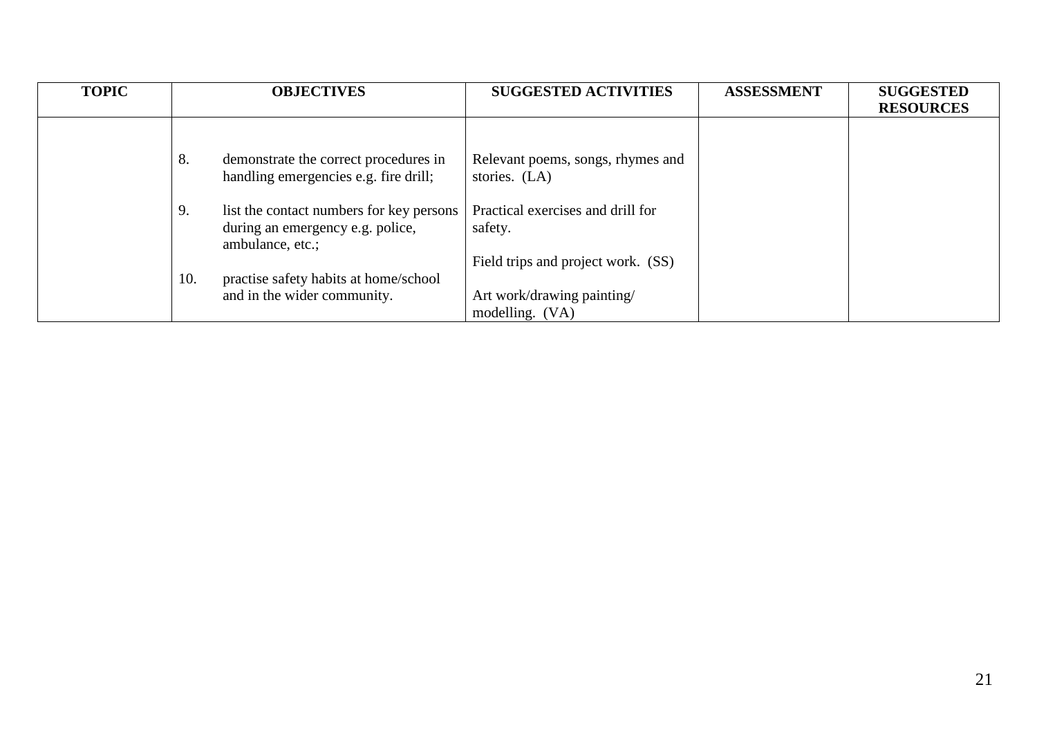| TOPIC | OBJECTIVES | SUGGESTED ACTIVITIES | ASSESSMENT | SUGGESTED RESOURCES |
|---|---|---|---|---|
| | 8. demonstrate the correct procedures in handling emergencies e.g. fire drill;<br><br>9. list the contact numbers for key persons during an emergency e.g. police, ambulance, etc.;<br><br>10. practise safety habits at home/school and in the wider community. | Relevant poems, songs, rhymes and stories. (LA)<br><br>Practical exercises and drill for safety.<br><br>Field trips and project work. (SS)<br><br>Art work/drawing painting/ modelling. (VA) | | |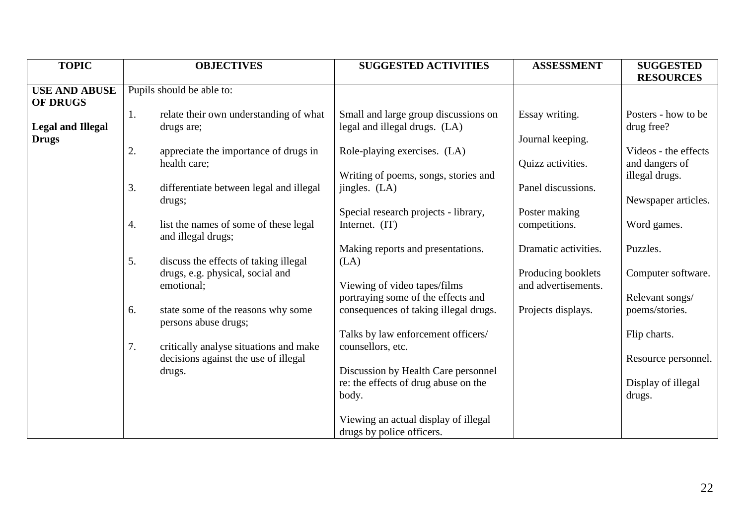| TOPIC | OBJECTIVES | SUGGESTED ACTIVITIES | ASSESSMENT | SUGGESTED RESOURCES |
|---|---|---|---|---|
| **USE AND ABUSE OF DRUGS**<br><br>**Legal and Illegal Drugs** | Pupils should be able to:<br><br>1. relate their own understanding of what drugs are;<br><br>2. appreciate the importance of drugs in health care;<br><br>3. differentiate between legal and illegal drugs;<br><br>4. list the names of some of these legal and illegal drugs;<br><br>5. discuss the effects of taking illegal drugs, e.g. physical, social and emotional;<br><br>6. state some of the reasons why some persons abuse drugs;<br><br>7. critically analyse situations and make decisions against the use of illegal drugs. | Small and large group discussions on legal and illegal drugs. (LA)<br><br>Role-playing exercises. (LA)<br><br>Writing of poems, songs, stories and jingles. (LA)<br><br>Special research projects - library, Internet. (IT)<br><br>Making reports and presentations. (LA)<br><br>Viewing of video tapes/films portraying some of the effects and consequences of taking illegal drugs.<br><br>Talks by law enforcement officers/ counsellors, etc.<br><br>Discussion by Health Care personnel re: the effects of drug abuse on the body.<br><br>Viewing an actual display of illegal drugs by police officers. | Essay writing.<br><br>Journal keeping.<br><br>Quizz activities.<br><br>Panel discussions.<br><br>Poster making competitions.<br><br>Dramatic activities.<br><br>Producing booklets and advertisements.<br><br>Projects displays. | Posters - how to be drug free?<br><br>Videos - the effects and dangers of illegal drugs.<br><br>Newspaper articles.<br><br>Word games.<br><br>Puzzles.<br><br>Computer software.<br><br>Relevant songs/ poems/stories.<br><br>Flip charts.<br><br>Resource personnel.<br><br>Display of illegal drugs. |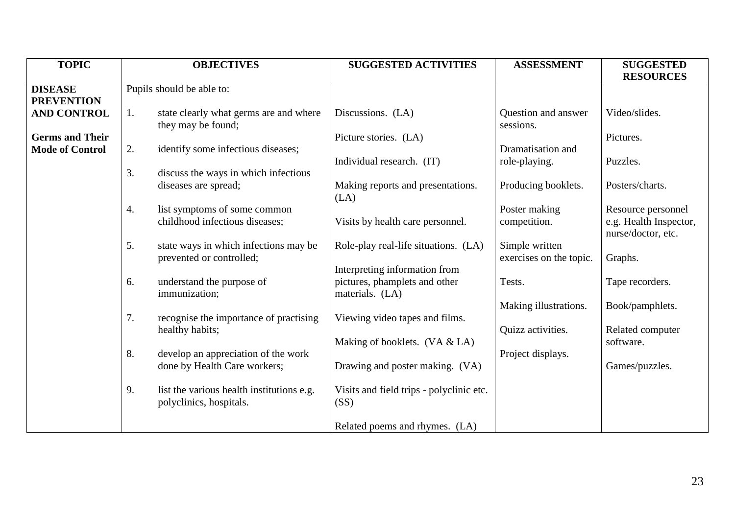| TOPIC | OBJECTIVES | SUGGESTED ACTIVITIES | ASSESSMENT | SUGGESTED RESOURCES |
|---|---|---|---|---|
| **DISEASE PREVENTION AND CONTROL**<br><br>**Germs and Their Mode of Control** | Pupils should be able to:<br><br>1. state clearly what germs are and where they may be found;<br><br>2. identify some infectious diseases;<br><br>3. discuss the ways in which infectious diseases are spread;<br><br>4. list symptoms of some common childhood infectious diseases;<br><br>5. state ways in which infections may be prevented or controlled;<br><br>6. understand the purpose of immunization;<br><br>7. recognise the importance of practising healthy habits;<br><br>8. develop an appreciation of the work done by Health Care workers;<br><br>9. list the various health institutions e.g. polyclinics, hospitals. | Discussions. (LA)<br><br>Picture stories. (LA)<br><br>Individual research. (IT)<br><br>Making reports and presentations. (LA)<br><br>Visits by health care personnel.<br><br>Role-play real-life situations. (LA)<br><br>Interpreting information from pictures, phamplets and other materials. (LA)<br><br>Viewing video tapes and films.<br><br>Making of booklets. (VA & LA)<br><br>Drawing and poster making. (VA)<br><br>Visits and field trips - polyclinic etc. (SS)<br><br>Related poems and rhymes. (LA) | Question and answer sessions.<br><br>Dramatisation and role-playing.<br><br>Producing booklets.<br><br>Poster making competition.<br><br>Simple written exercises on the topic.<br><br>Tests.<br><br>Making illustrations.<br><br>Quizz activities.<br><br>Project displays. | Video/slides.<br><br>Pictures.<br><br>Puzzles.<br><br>Posters/charts.<br><br>Resource personnel e.g. Health Inspector, nurse/doctor, etc.<br><br>Graphs.<br><br>Tape recorders.<br><br>Book/pamphlets.<br><br>Related computer software.<br><br>Games/puzzles. |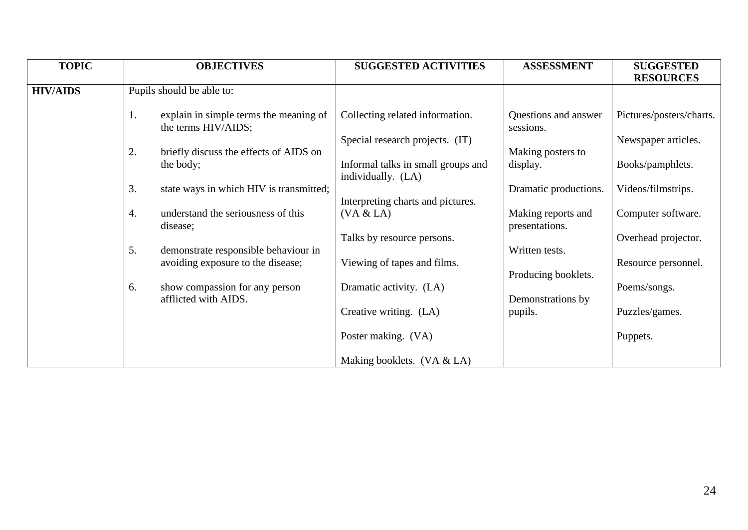| TOPIC | OBJECTIVES | SUGGESTED ACTIVITIES | ASSESSMENT | SUGGESTED RESOURCES |
|---|---|---|---|---|
| **HIV/AIDS** | Pupils should be able to:<br><br>1. explain in simple terms the meaning of the terms HIV/AIDS;<br><br>2. briefly discuss the effects of AIDS on the body;<br><br>3. state ways in which HIV is transmitted;<br><br>4. understand the seriousness of this disease;<br><br>5. demonstrate responsible behaviour in avoiding exposure to the disease;<br><br>6. show compassion for any person afflicted with AIDS. | Collecting related information.<br><br>Special research projects. (IT)<br><br>Informal talks in small groups and individually. (LA)<br><br>Interpreting charts and pictures. (VA & LA)<br><br>Talks by resource persons.<br><br>Viewing of tapes and films.<br><br>Dramatic activity. (LA)<br><br>Creative writing. (LA)<br><br>Poster making. (VA)<br><br>Making booklets. (VA & LA) | Questions and answer sessions.<br><br>Making posters to display.<br><br>Dramatic productions.<br><br>Making reports and presentations.<br><br>Written tests.<br><br>Producing booklets.<br><br>Demonstrations by pupils. | Pictures/posters/charts.<br><br>Newspaper articles.<br><br>Books/pamphlets.<br><br>Videos/filmstrips.<br><br>Computer software.<br><br>Overhead projector.<br><br>Resource personnel.<br><br>Poems/songs.<br><br>Puzzles/games.<br><br>Puppets. |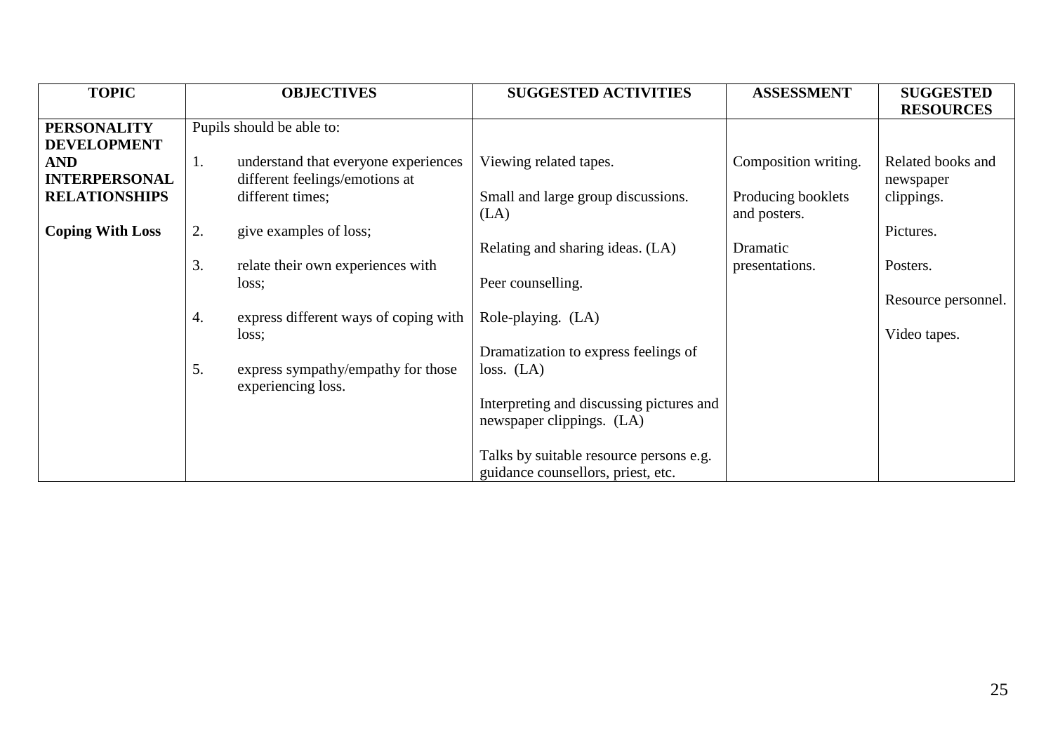| TOPIC | OBJECTIVES | SUGGESTED ACTIVITIES | ASSESSMENT | SUGGESTED RESOURCES |
|---|---|---|---|---|
| **PERSONALITY DEVELOPMENT AND INTERPERSONAL RELATIONSHIPS**<br><br>**Coping With Loss** | Pupils should be able to:<br><br>1. understand that everyone experiences different feelings/emotions at different times;<br><br>2. give examples of loss;<br><br>3. relate their own experiences with loss;<br><br>4. express different ways of coping with loss;<br><br>5. express sympathy/empathy for those experiencing loss. | Viewing related tapes.<br><br>Small and large group discussions. (LA)<br><br>Relating and sharing ideas. (LA)<br><br>Peer counselling.<br><br>Role-playing. (LA)<br><br>Dramatization to express feelings of loss. (LA)<br><br>Interpreting and discussing pictures and newspaper clippings. (LA)<br><br>Talks by suitable resource persons e.g. guidance counsellors, priest, etc. | Composition writing.<br><br>Producing booklets and posters.<br><br>Dramatic presentations. | Related books and newspaper clippings.<br><br>Pictures.<br><br>Posters.<br><br>Resource personnel.<br><br>Video tapes. |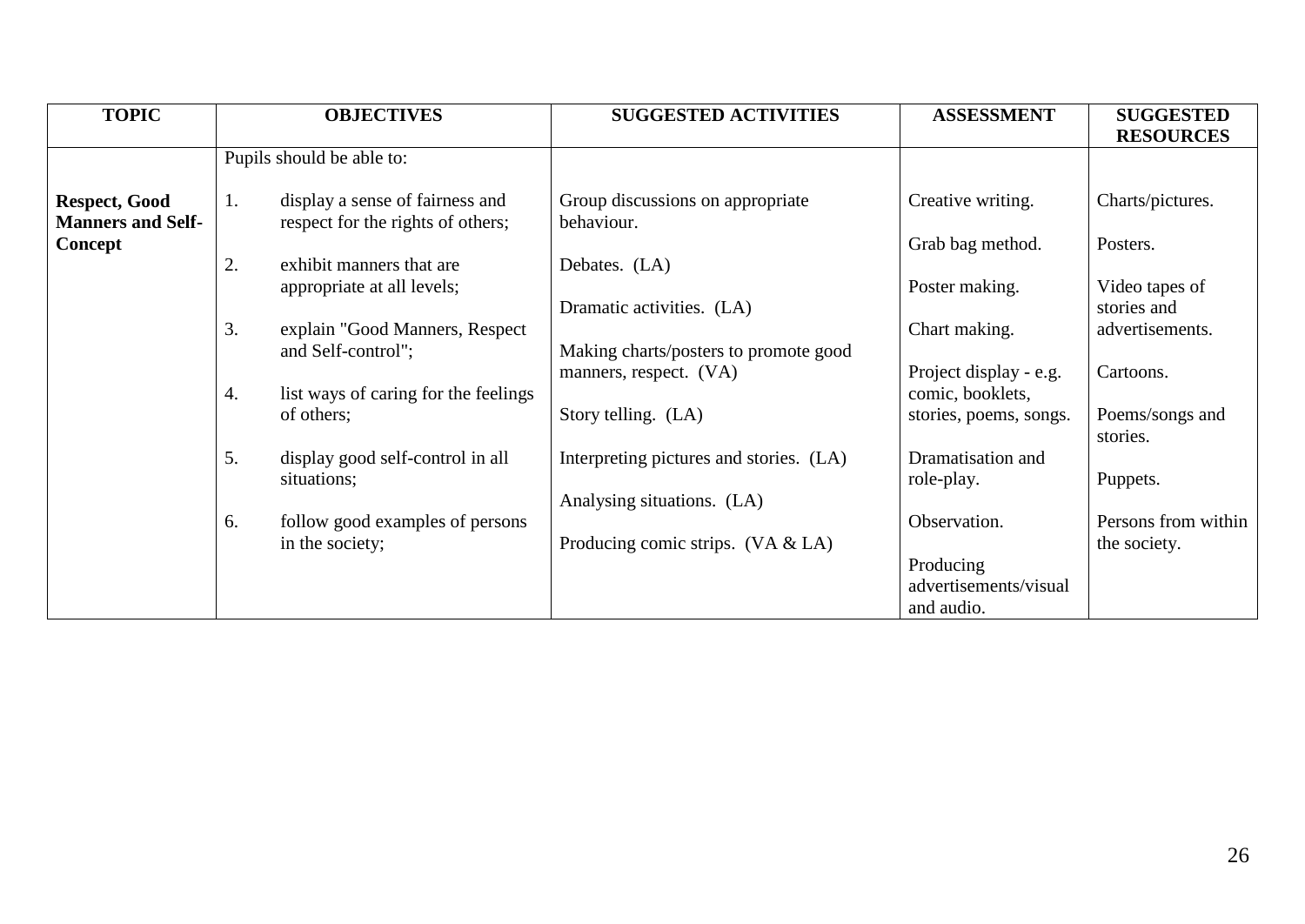| TOPIC | OBJECTIVES | SUGGESTED ACTIVITIES | ASSESSMENT | SUGGESTED RESOURCES |
|---|---|---|---|---|
| | Pupils should be able to: | | | |
| **Respect, Good Manners and Self-Concept** | 1. display a sense of fairness and respect for the rights of others;<br><br>2. exhibit manners that are appropriate at all levels;<br><br>3. explain "Good Manners, Respect and Self-control";<br><br>4. list ways of caring for the feelings of others;<br><br>5. display good self-control in all situations;<br><br>6. follow good examples of persons in the society; | Group discussions on appropriate behaviour.<br><br>Debates. (LA)<br><br>Dramatic activities. (LA)<br><br>Making charts/posters to promote good manners, respect. (VA)<br><br>Story telling. (LA)<br><br>Interpreting pictures and stories. (LA)<br><br>Analysing situations. (LA)<br><br>Producing comic strips. (VA & LA) | Creative writing.<br><br>Grab bag method.<br><br>Poster making.<br><br>Chart making.<br><br>Project display - e.g. comic, booklets, stories, poems, songs.<br><br>Dramatisation and role-play.<br><br>Observation.<br><br>Producing advertisements/visual and audio. | Charts/pictures.<br><br>Posters.<br><br>Video tapes of stories and advertisements.<br><br>Cartoons.<br><br>Poems/songs and stories.<br><br>Puppets.<br><br>Persons from within the society. |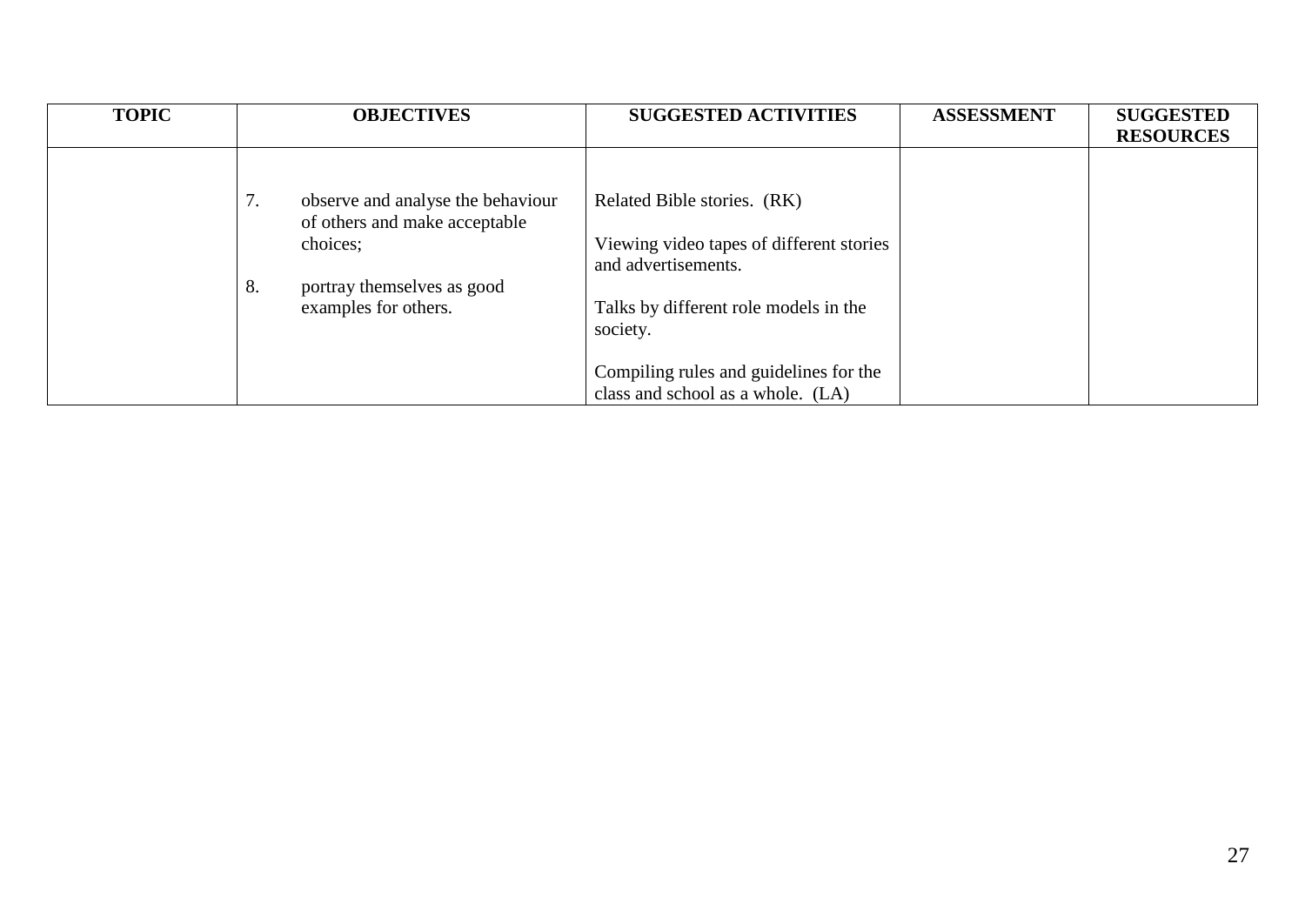| TOPIC | OBJECTIVES | SUGGESTED ACTIVITIES | ASSESSMENT | SUGGESTED RESOURCES |
|---|---|---|---|---|
| | 7. observe and analyse the behaviour of others and make acceptable choices;<br><br>8. portray themselves as good examples for others. | Related Bible stories. (RK)<br><br>Viewing video tapes of different stories and advertisements.<br><br>Talks by different role models in the society.<br><br>Compiling rules and guidelines for the class and school as a whole. (LA) | | |